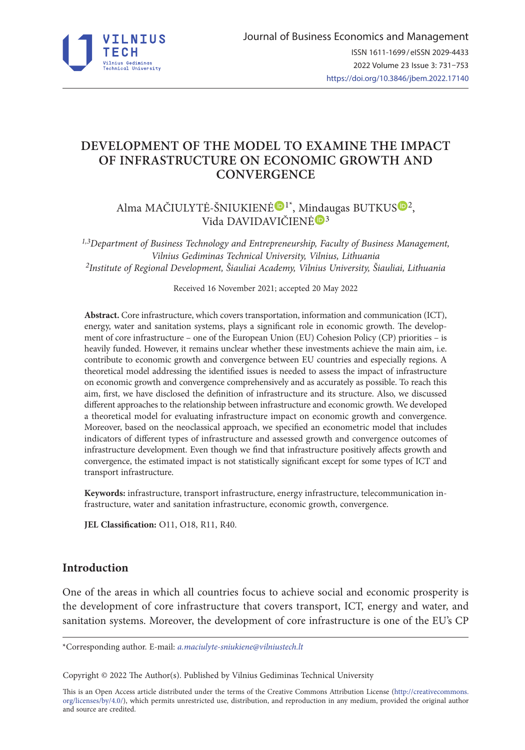# DEVELOPMENT OF THE MODEL TO EXAMINE THE IMPACT OF INFRASTRUCTURE ON ECONOMIC GROWTH AND CONVERGENCE

Alma MAČIULYTĖ-ŠNIUKIENĖ [1*], Mindaugas BUTKUS [2], Vida DAVIDAVIČIENĖ [3]

*[1,3]Department of Business Technology and Entrepreneurship, Faculty of Business Management, Vilnius Gediminas Technical University, Vilnius, Lithuania*
*[2]Institute of Regional Development, Šiauliai Academy, Vilnius University, Šiauliai, Lithuania*

Received 16 November 2021; accepted 20 May 2022

**Abstract.** Core infrastructure, which covers transportation, information and communication (ICT), energy, water and sanitation systems, plays a significant role in economic growth. The development of core infrastructure – one of the European Union (EU) Cohesion Policy (CP) priorities – is heavily funded. However, it remains unclear whether these investments achieve the main aim, i.e. contribute to economic growth and convergence between EU countries and especially regions. A theoretical model addressing the identified issues is needed to assess the impact of infrastructure on economic growth and convergence comprehensively and as accurately as possible. To reach this aim, first, we have disclosed the definition of infrastructure and its structure. Also, we discussed different approaches to the relationship between infrastructure and economic growth. We developed a theoretical model for evaluating infrastructure impact on economic growth and convergence. Moreover, based on the neoclassical approach, we specified an econometric model that includes indicators of different types of infrastructure and assessed growth and convergence outcomes of infrastructure development. Even though we find that infrastructure positively affects growth and convergence, the estimated impact is not statistically significant except for some types of ICT and transport infrastructure.

**Keywords:** infrastructure, transport infrastructure, energy infrastructure, telecommunication infrastructure, water and sanitation infrastructure, economic growth, convergence.

**JEL Classification:** O11, O18, R11, R40.

## Introduction

One of the areas in which all countries focus to achieve social and economic prosperity is the development of core infrastructure that covers transport, ICT, energy and water, and sanitation systems. Moreover, the development of core infrastructure is one of the EU's CP

*Corresponding author. E-mail: *a.maciulyte-sniukiene@vilniustech.lt*

Copyright © 2022 The Author(s). Published by Vilnius Gediminas Technical University

This is an Open Access article distributed under the terms of the Creative Commons Attribution License (http://creativecommons.org/licenses/by/4.0/), which permits unrestricted use, distribution, and reproduction in any medium, provided the original author and source are credited.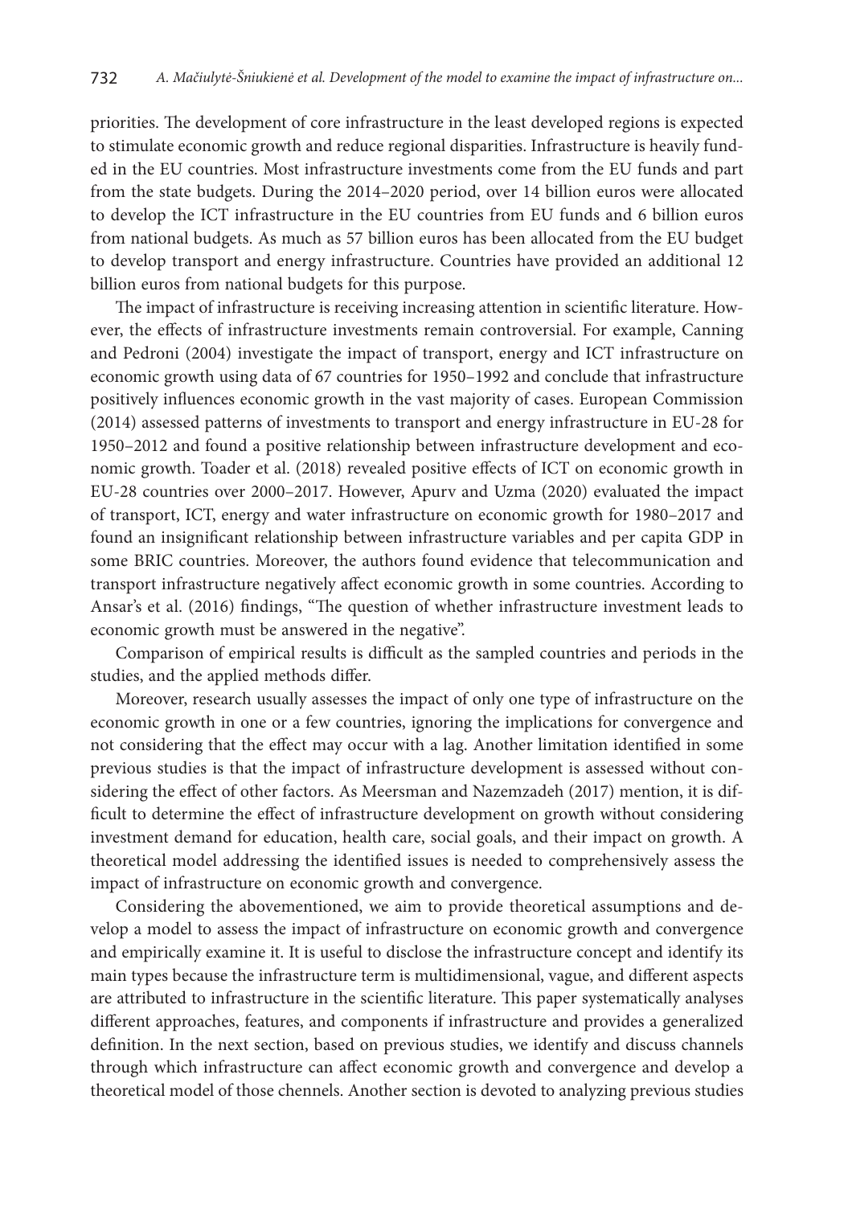priorities. The development of core infrastructure in the least developed regions is expected to stimulate economic growth and reduce regional disparities. Infrastructure is heavily funded in the EU countries. Most infrastructure investments come from the EU funds and part from the state budgets. During the 2014–2020 period, over 14 billion euros were allocated to develop the ICT infrastructure in the EU countries from EU funds and 6 billion euros from national budgets. As much as 57 billion euros has been allocated from the EU budget to develop transport and energy infrastructure. Countries have provided an additional 12 billion euros from national budgets for this purpose.

The impact of infrastructure is receiving increasing attention in scientific literature. However, the effects of infrastructure investments remain controversial. For example, Canning and Pedroni (2004) investigate the impact of transport, energy and ICT infrastructure on economic growth using data of 67 countries for 1950–1992 and conclude that infrastructure positively influences economic growth in the vast majority of cases. European Commission (2014) assessed patterns of investments to transport and energy infrastructure in EU-28 for 1950–2012 and found a positive relationship between infrastructure development and economic growth. Toader et al. (2018) revealed positive effects of ICT on economic growth in EU-28 countries over 2000–2017. However, Apurv and Uzma (2020) evaluated the impact of transport, ICT, energy and water infrastructure on economic growth for 1980–2017 and found an insignificant relationship between infrastructure variables and per capita GDP in some BRIC countries. Moreover, the authors found evidence that telecommunication and transport infrastructure negatively affect economic growth in some countries. According to Ansar's et al. (2016) findings, "The question of whether infrastructure investment leads to economic growth must be answered in the negative".

Comparison of empirical results is difficult as the sampled countries and periods in the studies, and the applied methods differ.

Moreover, research usually assesses the impact of only one type of infrastructure on the economic growth in one or a few countries, ignoring the implications for convergence and not considering that the effect may occur with a lag. Another limitation identified in some previous studies is that the impact of infrastructure development is assessed without considering the effect of other factors. As Meersman and Nazemzadeh (2017) mention, it is difficult to determine the effect of infrastructure development on growth without considering investment demand for education, health care, social goals, and their impact on growth. A theoretical model addressing the identified issues is needed to comprehensively assess the impact of infrastructure on economic growth and convergence.

Considering the abovementioned, we aim to provide theoretical assumptions and develop a model to assess the impact of infrastructure on economic growth and convergence and empirically examine it. It is useful to disclose the infrastructure concept and identify its main types because the infrastructure term is multidimensional, vague, and different aspects are attributed to infrastructure in the scientific literature. This paper systematically analyses different approaches, features, and components if infrastructure and provides a generalized definition. In the next section, based on previous studies, we identify and discuss channels through which infrastructure can affect economic growth and convergence and develop a theoretical model of those chennels. Another section is devoted to analyzing previous studies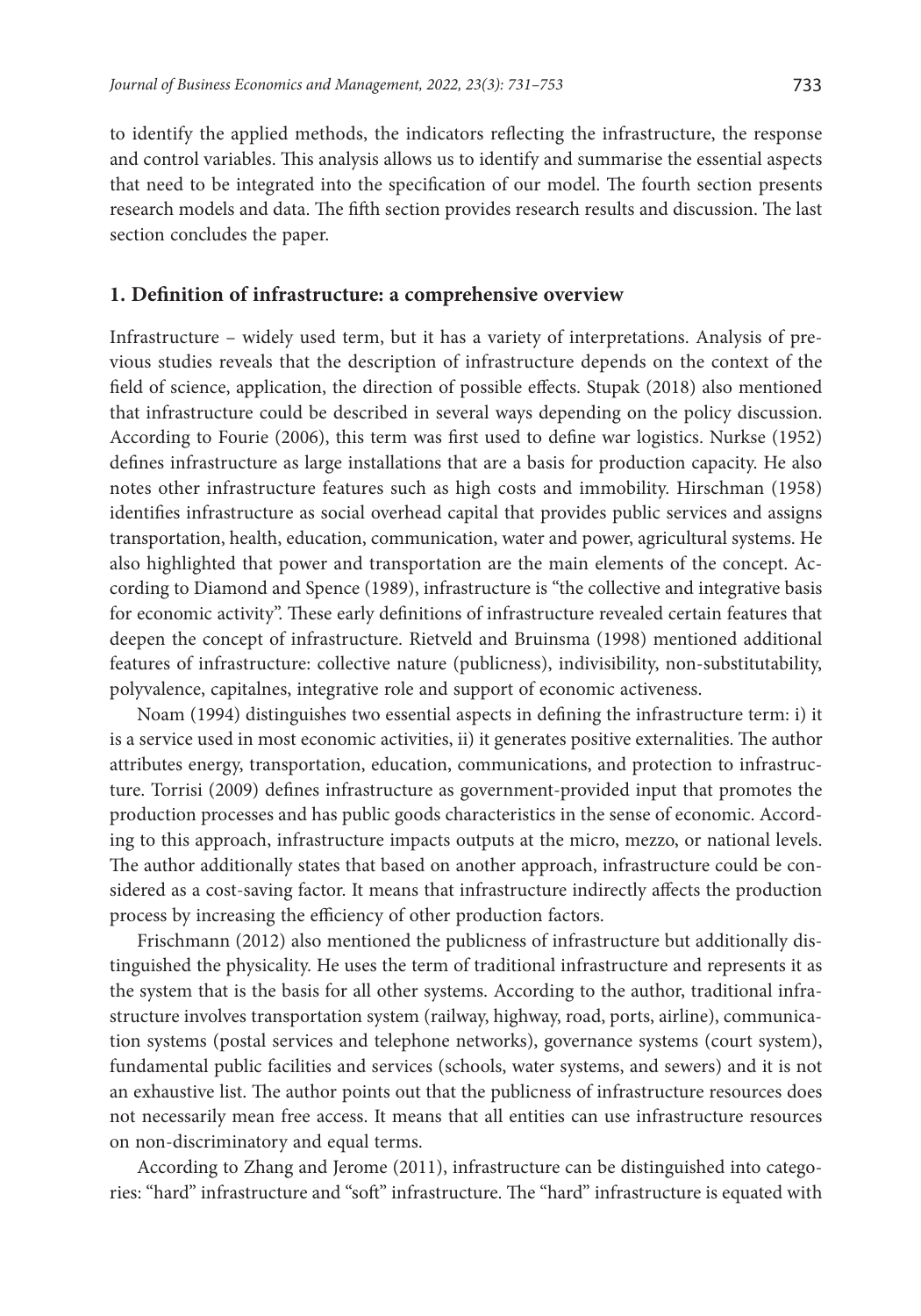to identify the applied methods, the indicators reflecting the infrastructure, the response and control variables. This analysis allows us to identify and summarise the essential aspects that need to be integrated into the specification of our model. The fourth section presents research models and data. The fifth section provides research results and discussion. The last section concludes the paper.

## 1. Definition of infrastructure: a comprehensive overview

Infrastructure – widely used term, but it has a variety of interpretations. Analysis of previous studies reveals that the description of infrastructure depends on the context of the field of science, application, the direction of possible effects. Stupak (2018) also mentioned that infrastructure could be described in several ways depending on the policy discussion. According to Fourie (2006), this term was first used to define war logistics. Nurkse (1952) defines infrastructure as large installations that are a basis for production capacity. He also notes other infrastructure features such as high costs and immobility. Hirschman (1958) identifies infrastructure as social overhead capital that provides public services and assigns transportation, health, education, communication, water and power, agricultural systems. He also highlighted that power and transportation are the main elements of the concept. According to Diamond and Spence (1989), infrastructure is "the collective and integrative basis for economic activity". These early definitions of infrastructure revealed certain features that deepen the concept of infrastructure. Rietveld and Bruinsma (1998) mentioned additional features of infrastructure: collective nature (publicness), indivisibility, non-substitutability, polyvalence, capitalnes, integrative role and support of economic activeness.

Noam (1994) distinguishes two essential aspects in defining the infrastructure term: i) it is a service used in most economic activities, ii) it generates positive externalities. The author attributes energy, transportation, education, communications, and protection to infrastructure. Torrisi (2009) defines infrastructure as government-provided input that promotes the production processes and has public goods characteristics in the sense of economic. According to this approach, infrastructure impacts outputs at the micro, mezzo, or national levels. The author additionally states that based on another approach, infrastructure could be considered as a cost-saving factor. It means that infrastructure indirectly affects the production process by increasing the efficiency of other production factors.

Frischmann (2012) also mentioned the publicness of infrastructure but additionally distinguished the physicality. He uses the term of traditional infrastructure and represents it as the system that is the basis for all other systems. According to the author, traditional infrastructure involves transportation system (railway, highway, road, ports, airline), communication systems (postal services and telephone networks), governance systems (court system), fundamental public facilities and services (schools, water systems, and sewers) and it is not an exhaustive list. The author points out that the publicness of infrastructure resources does not necessarily mean free access. It means that all entities can use infrastructure resources on non-discriminatory and equal terms.

According to Zhang and Jerome (2011), infrastructure can be distinguished into categories: "hard" infrastructure and "soft" infrastructure. The "hard" infrastructure is equated with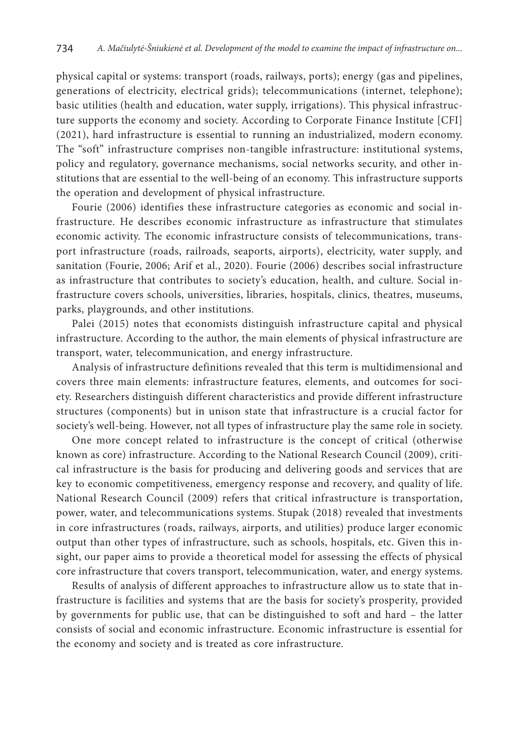physical capital or systems: transport (roads, railways, ports); energy (gas and pipelines, generations of electricity, electrical grids); telecommunications (internet, telephone); basic utilities (health and education, water supply, irrigations). This physical infrastructure supports the economy and society. According to Corporate Finance Institute [CFI] (2021), hard infrastructure is essential to running an industrialized, modern economy. The "soft" infrastructure comprises non-tangible infrastructure: institutional systems, policy and regulatory, governance mechanisms, social networks security, and other institutions that are essential to the well-being of an economy. This infrastructure supports the operation and development of physical infrastructure.

Fourie (2006) identifies these infrastructure categories as economic and social infrastructure. He describes economic infrastructure as infrastructure that stimulates economic activity. The economic infrastructure consists of telecommunications, transport infrastructure (roads, railroads, seaports, airports), electricity, water supply, and sanitation (Fourie, 2006; Arif et al., 2020). Fourie (2006) describes social infrastructure as infrastructure that contributes to society's education, health, and culture. Social infrastructure covers schools, universities, libraries, hospitals, clinics, theatres, museums, parks, playgrounds, and other institutions.

Palei (2015) notes that economists distinguish infrastructure capital and physical infrastructure. According to the author, the main elements of physical infrastructure are transport, water, telecommunication, and energy infrastructure.

Analysis of infrastructure definitions revealed that this term is multidimensional and covers three main elements: infrastructure features, elements, and outcomes for society. Researchers distinguish different characteristics and provide different infrastructure structures (components) but in unison state that infrastructure is a crucial factor for society's well-being. However, not all types of infrastructure play the same role in society.

One more concept related to infrastructure is the concept of critical (otherwise known as core) infrastructure. According to the National Research Council (2009), critical infrastructure is the basis for producing and delivering goods and services that are key to economic competitiveness, emergency response and recovery, and quality of life. National Research Council (2009) refers that critical infrastructure is transportation, power, water, and telecommunications systems. Stupak (2018) revealed that investments in core infrastructures (roads, railways, airports, and utilities) produce larger economic output than other types of infrastructure, such as schools, hospitals, etc. Given this insight, our paper aims to provide a theoretical model for assessing the effects of physical core infrastructure that covers transport, telecommunication, water, and energy systems.

Results of analysis of different approaches to infrastructure allow us to state that infrastructure is facilities and systems that are the basis for society's prosperity, provided by governments for public use, that can be distinguished to soft and hard – the latter consists of social and economic infrastructure. Economic infrastructure is essential for the economy and society and is treated as core infrastructure.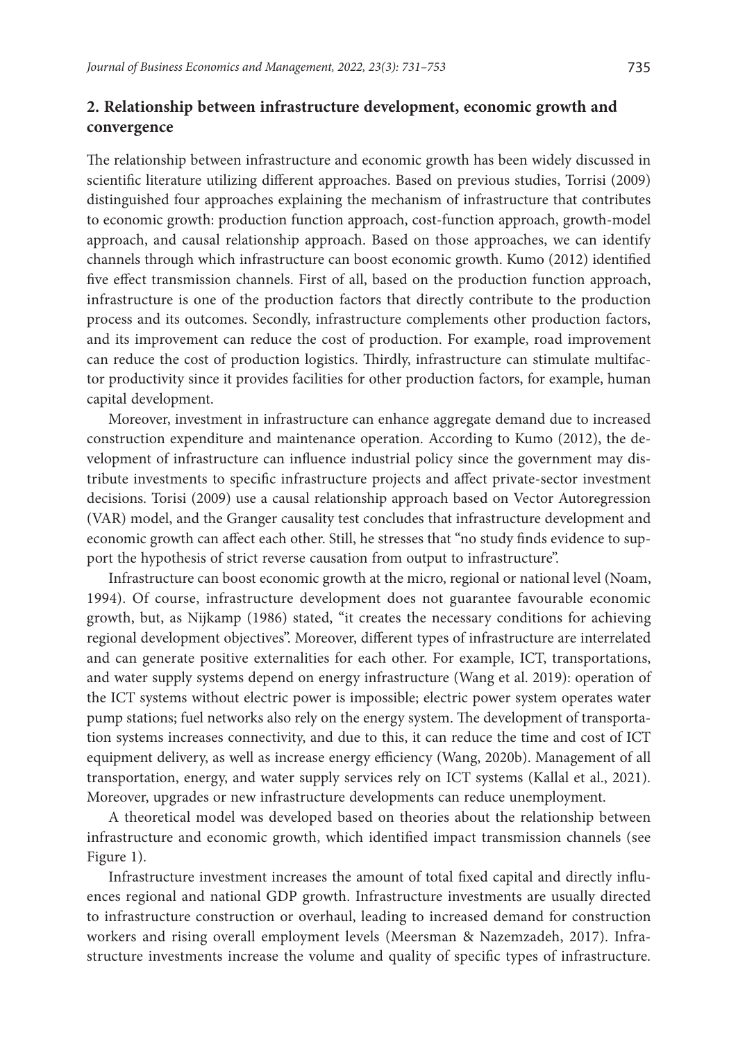## 2. Relationship between infrastructure development, economic growth and convergence

The relationship between infrastructure and economic growth has been widely discussed in scientific literature utilizing different approaches. Based on previous studies, Torrisi (2009) distinguished four approaches explaining the mechanism of infrastructure that contributes to economic growth: production function approach, cost-function approach, growth-model approach, and causal relationship approach. Based on those approaches, we can identify channels through which infrastructure can boost economic growth. Kumo (2012) identified five effect transmission channels. First of all, based on the production function approach, infrastructure is one of the production factors that directly contribute to the production process and its outcomes. Secondly, infrastructure complements other production factors, and its improvement can reduce the cost of production. For example, road improvement can reduce the cost of production logistics. Thirdly, infrastructure can stimulate multifactor productivity since it provides facilities for other production factors, for example, human capital development.

Moreover, investment in infrastructure can enhance aggregate demand due to increased construction expenditure and maintenance operation. According to Kumo (2012), the development of infrastructure can influence industrial policy since the government may distribute investments to specific infrastructure projects and affect private-sector investment decisions. Torisi (2009) use a causal relationship approach based on Vector Autoregression (VAR) model, and the Granger causality test concludes that infrastructure development and economic growth can affect each other. Still, he stresses that "no study finds evidence to support the hypothesis of strict reverse causation from output to infrastructure".

Infrastructure can boost economic growth at the micro, regional or national level (Noam, 1994). Of course, infrastructure development does not guarantee favourable economic growth, but, as Nijkamp (1986) stated, "it creates the necessary conditions for achieving regional development objectives". Moreover, different types of infrastructure are interrelated and can generate positive externalities for each other. For example, ICT, transportations, and water supply systems depend on energy infrastructure (Wang et al. 2019): operation of the ICT systems without electric power is impossible; electric power system operates water pump stations; fuel networks also rely on the energy system. The development of transportation systems increases connectivity, and due to this, it can reduce the time and cost of ICT equipment delivery, as well as increase energy efficiency (Wang, 2020b). Management of all transportation, energy, and water supply services rely on ICT systems (Kallal et al., 2021). Moreover, upgrades or new infrastructure developments can reduce unemployment.

A theoretical model was developed based on theories about the relationship between infrastructure and economic growth, which identified impact transmission channels (see Figure 1).

Infrastructure investment increases the amount of total fixed capital and directly influences regional and national GDP growth. Infrastructure investments are usually directed to infrastructure construction or overhaul, leading to increased demand for construction workers and rising overall employment levels (Meersman & Nazemzadeh, 2017). Infrastructure investments increase the volume and quality of specific types of infrastructure.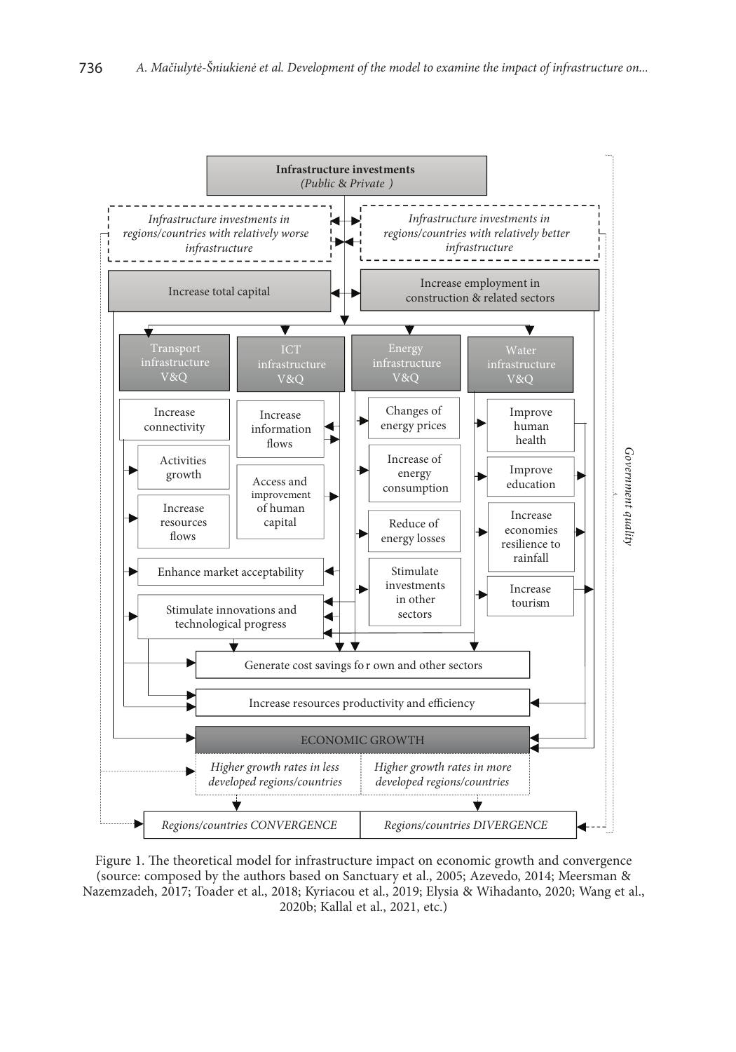**Infrastructure investments**
*(Public & Private )*

*Infrastructure investments in regions/countries with relatively worse infrastructure*

*Infrastructure investments in regions/countries with relatively better infrastructure*

Increase total capital

Increase employment in construction & related sectors

Transport infrastructure V&Q

ICT infrastructure V&Q

Energy infrastructure V&Q

Water infrastructure V&Q

Increase connectivity

Activities growth

Increase resources flows

Increase information flows

Access and improvement of human capital

Changes of energy prices

Increase of energy consumption

Reduce of energy losses

Stimulate investments in other sectors

Improve human health

Improve education

Increase economies resilience to rainfall

Increase tourism

Enhance market acceptability

Stimulate innovations and technological progress

Generate cost savings fo r own and other sectors

Increase resources productivity and efficiency

ECONOMIC GROWTH

*Higher growth rates in less developed regions/countries*

*Higher growth rates in more developed regions/countries*

*Regions/countries CONVERGENCE*

*Regions/countries DIVERGENCE*

*Government quality*

Figure 1. The theoretical model for infrastructure impact on economic growth and convergence (source: composed by the authors based on Sanctuary et al., 2005; Azevedo, 2014; Meersman & Nazemzadeh, 2017; Toader et al., 2018; Kyriacou et al., 2019; Elysia & Wihadanto, 2020; Wang et al., 2020b; Kallal et al., 2021, etc.)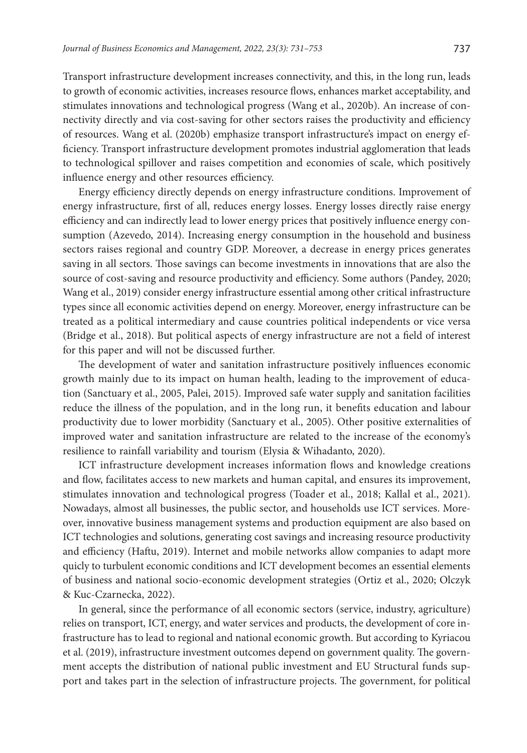Transport infrastructure development increases connectivity, and this, in the long run, leads to growth of economic activities, increases resource flows, enhances market acceptability, and stimulates innovations and technological progress (Wang et al., 2020b). An increase of connectivity directly and via cost-saving for other sectors raises the productivity and efficiency of resources. Wang et al. (2020b) emphasize transport infrastructure's impact on energy efficiency. Transport infrastructure development promotes industrial agglomeration that leads to technological spillover and raises competition and economies of scale, which positively influence energy and other resources efficiency.

Energy efficiency directly depends on energy infrastructure conditions. Improvement of energy infrastructure, first of all, reduces energy losses. Energy losses directly raise energy efficiency and can indirectly lead to lower energy prices that positively influence energy consumption (Azevedo, 2014). Increasing energy consumption in the household and business sectors raises regional and country GDP. Moreover, a decrease in energy prices generates saving in all sectors. Those savings can become investments in innovations that are also the source of cost-saving and resource productivity and efficiency. Some authors (Pandey, 2020; Wang et al., 2019) consider energy infrastructure essential among other critical infrastructure types since all economic activities depend on energy. Moreover, energy infrastructure can be treated as a political intermediary and cause countries political independents or vice versa (Bridge et al., 2018). But political aspects of energy infrastructure are not a field of interest for this paper and will not be discussed further.

The development of water and sanitation infrastructure positively influences economic growth mainly due to its impact on human health, leading to the improvement of education (Sanctuary et al., 2005, Palei, 2015). Improved safe water supply and sanitation facilities reduce the illness of the population, and in the long run, it benefits education and labour productivity due to lower morbidity (Sanctuary et al., 2005). Other positive externalities of improved water and sanitation infrastructure are related to the increase of the economy's resilience to rainfall variability and tourism (Elysia & Wihadanto, 2020).

ICT infrastructure development increases information flows and knowledge creations and flow, facilitates access to new markets and human capital, and ensures its improvement, stimulates innovation and technological progress (Toader et al., 2018; Kallal et al., 2021). Nowadays, almost all businesses, the public sector, and households use ICT services. Moreover, innovative business management systems and production equipment are also based on ICT technologies and solutions, generating cost savings and increasing resource productivity and efficiency (Haftu, 2019). Internet and mobile networks allow companies to adapt more quicly to turbulent economic conditions and ICT development becomes an essential elements of business and national socio-economic development strategies (Ortiz et al., 2020; Olczyk & Kuc-Czarnecka, 2022).

In general, since the performance of all economic sectors (service, industry, agriculture) relies on transport, ICT, energy, and water services and products, the development of core infrastructure has to lead to regional and national economic growth. But according to Kyriacou et al. (2019), infrastructure investment outcomes depend on government quality. The government accepts the distribution of national public investment and EU Structural funds support and takes part in the selection of infrastructure projects. The government, for political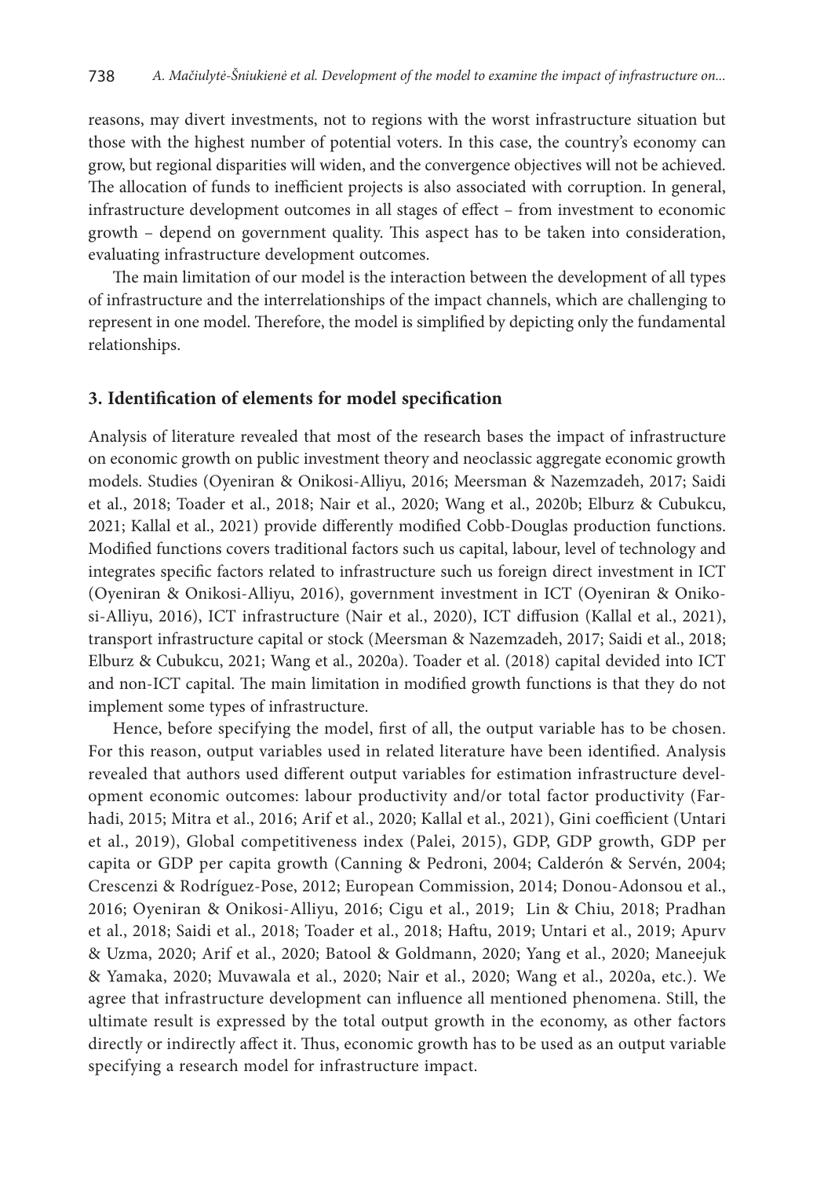reasons, may divert investments, not to regions with the worst infrastructure situation but those with the highest number of potential voters. In this case, the country's economy can grow, but regional disparities will widen, and the convergence objectives will not be achieved. The allocation of funds to inefficient projects is also associated with corruption. In general, infrastructure development outcomes in all stages of effect – from investment to economic growth – depend on government quality. This aspect has to be taken into consideration, evaluating infrastructure development outcomes.

The main limitation of our model is the interaction between the development of all types of infrastructure and the interrelationships of the impact channels, which are challenging to represent in one model. Therefore, the model is simplified by depicting only the fundamental relationships.

## 3. Identification of elements for model specification

Analysis of literature revealed that most of the research bases the impact of infrastructure on economic growth on public investment theory and neoclassic aggregate economic growth models. Studies (Oyeniran & Onikosi-Alliyu, 2016; Meersman & Nazemzadeh, 2017; Saidi et al., 2018; Toader et al., 2018; Nair et al., 2020; Wang et al., 2020b; Elburz & Cubukcu, 2021; Kallal et al., 2021) provide differently modified Cobb-Douglas production functions. Modified functions covers traditional factors such us capital, labour, level of technology and integrates specific factors related to infrastructure such us foreign direct investment in ICT (Oyeniran & Onikosi-Alliyu, 2016), government investment in ICT (Oyeniran & Onikosi-Alliyu, 2016), ICT infrastructure (Nair et al., 2020), ICT diffusion (Kallal et al., 2021), transport infrastructure capital or stock (Meersman & Nazemzadeh, 2017; Saidi et al., 2018; Elburz & Cubukcu, 2021; Wang et al., 2020a). Toader et al. (2018) capital devided into ICT and non-ICT capital. The main limitation in modified growth functions is that they do not implement some types of infrastructure.

Hence, before specifying the model, first of all, the output variable has to be chosen. For this reason, output variables used in related literature have been identified. Analysis revealed that authors used different output variables for estimation infrastructure development economic outcomes: labour productivity and/or total factor productivity (Farhadi, 2015; Mitra et al., 2016; Arif et al., 2020; Kallal et al., 2021), Gini coefficient (Untari et al., 2019), Global competitiveness index (Palei, 2015), GDP, GDP growth, GDP per capita or GDP per capita growth (Canning & Pedroni, 2004; Calderón & Servén, 2004; Crescenzi & Rodríguez-Pose, 2012; European Commission, 2014; Donou-Adonsou et al., 2016; Oyeniran & Onikosi-Alliyu, 2016; Cigu et al., 2019; Lin & Chiu, 2018; Pradhan et al., 2018; Saidi et al., 2018; Toader et al., 2018; Haftu, 2019; Untari et al., 2019; Apurv & Uzma, 2020; Arif et al., 2020; Batool & Goldmann, 2020; Yang et al., 2020; Maneejuk & Yamaka, 2020; Muvawala et al., 2020; Nair et al., 2020; Wang et al., 2020a, etc.). We agree that infrastructure development can influence all mentioned phenomena. Still, the ultimate result is expressed by the total output growth in the economy, as other factors directly or indirectly affect it. Thus, economic growth has to be used as an output variable specifying a research model for infrastructure impact.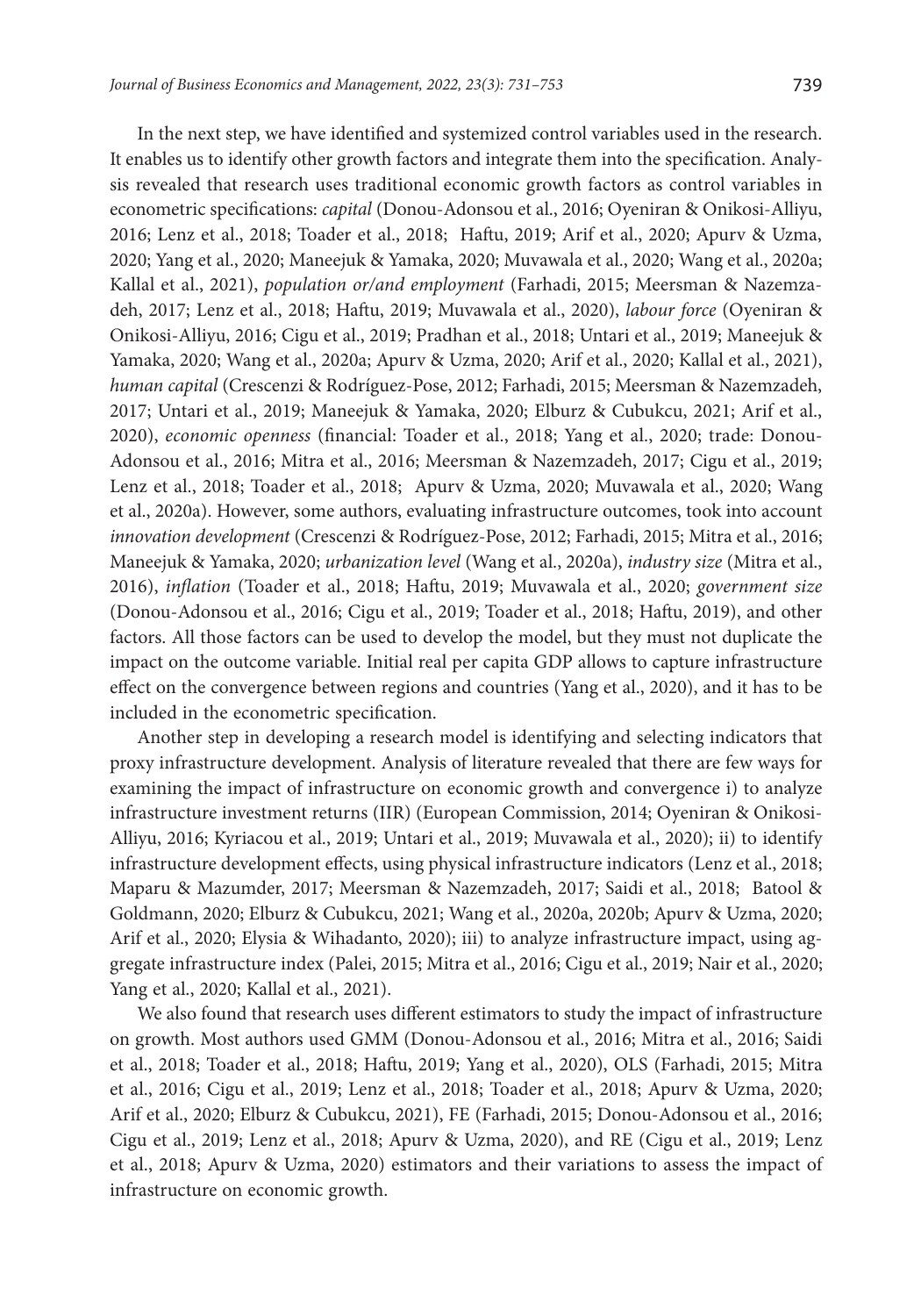In the next step, we have identified and systemized control variables used in the research. It enables us to identify other growth factors and integrate them into the specification. Analysis revealed that research uses traditional economic growth factors as control variables in econometric specifications: *capital* (Donou-Adonsou et al., 2016; Oyeniran & Onikosi-Alliyu, 2016; Lenz et al., 2018; Toader et al., 2018; Haftu, 2019; Arif et al., 2020; Apurv & Uzma, 2020; Yang et al., 2020; Maneejuk & Yamaka, 2020; Muvawala et al., 2020; Wang et al., 2020a; Kallal et al., 2021), *population or/and employment* (Farhadi, 2015; Meersman & Nazemzadeh, 2017; Lenz et al., 2018; Haftu, 2019; Muvawala et al., 2020), *labour force* (Oyeniran & Onikosi-Alliyu, 2016; Cigu et al., 2019; Pradhan et al., 2018; Untari et al., 2019; Maneejuk & Yamaka, 2020; Wang et al., 2020a; Apurv & Uzma, 2020; Arif et al., 2020; Kallal et al., 2021), *human capital* (Crescenzi & Rodríguez-Pose, 2012; Farhadi, 2015; Meersman & Nazemzadeh, 2017; Untari et al., 2019; Maneejuk & Yamaka, 2020; Elburz & Cubukcu, 2021; Arif et al., 2020), *economic openness* (financial: Toader et al., 2018; Yang et al., 2020; trade: Donou-Adonsou et al., 2016; Mitra et al., 2016; Meersman & Nazemzadeh, 2017; Cigu et al., 2019; Lenz et al., 2018; Toader et al., 2018; Apurv & Uzma, 2020; Muvawala et al., 2020; Wang et al., 2020a). However, some authors, evaluating infrastructure outcomes, took into account *innovation development* (Crescenzi & Rodríguez-Pose, 2012; Farhadi, 2015; Mitra et al., 2016; Maneejuk & Yamaka, 2020; *urbanization level* (Wang et al., 2020a), *industry size* (Mitra et al., 2016), *inflation* (Toader et al., 2018; Haftu, 2019; Muvawala et al., 2020; *government size* (Donou-Adonsou et al., 2016; Cigu et al., 2019; Toader et al., 2018; Haftu, 2019), and other factors. All those factors can be used to develop the model, but they must not duplicate the impact on the outcome variable. Initial real per capita GDP allows to capture infrastructure effect on the convergence between regions and countries (Yang et al., 2020), and it has to be included in the econometric specification.

Another step in developing a research model is identifying and selecting indicators that proxy infrastructure development. Analysis of literature revealed that there are few ways for examining the impact of infrastructure on economic growth and convergence i) to analyze infrastructure investment returns (IIR) (European Commission, 2014; Oyeniran & Onikosi-Alliyu, 2016; Kyriacou et al., 2019; Untari et al., 2019; Muvawala et al., 2020); ii) to identify infrastructure development effects, using physical infrastructure indicators (Lenz et al., 2018; Maparu & Mazumder, 2017; Meersman & Nazemzadeh, 2017; Saidi et al., 2018; Batool & Goldmann, 2020; Elburz & Cubukcu, 2021; Wang et al., 2020a, 2020b; Apurv & Uzma, 2020; Arif et al., 2020; Elysia & Wihadanto, 2020); iii) to analyze infrastructure impact, using aggregate infrastructure index (Palei, 2015; Mitra et al., 2016; Cigu et al., 2019; Nair et al., 2020; Yang et al., 2020; Kallal et al., 2021).

We also found that research uses different estimators to study the impact of infrastructure on growth. Most authors used GMM (Donou-Adonsou et al., 2016; Mitra et al., 2016; Saidi et al., 2018; Toader et al., 2018; Haftu, 2019; Yang et al., 2020), OLS (Farhadi, 2015; Mitra et al., 2016; Cigu et al., 2019; Lenz et al., 2018; Toader et al., 2018; Apurv & Uzma, 2020; Arif et al., 2020; Elburz & Cubukcu, 2021), FE (Farhadi, 2015; Donou-Adonsou et al., 2016; Cigu et al., 2019; Lenz et al., 2018; Apurv & Uzma, 2020), and RE (Cigu et al., 2019; Lenz et al., 2018; Apurv & Uzma, 2020) estimators and their variations to assess the impact of infrastructure on economic growth.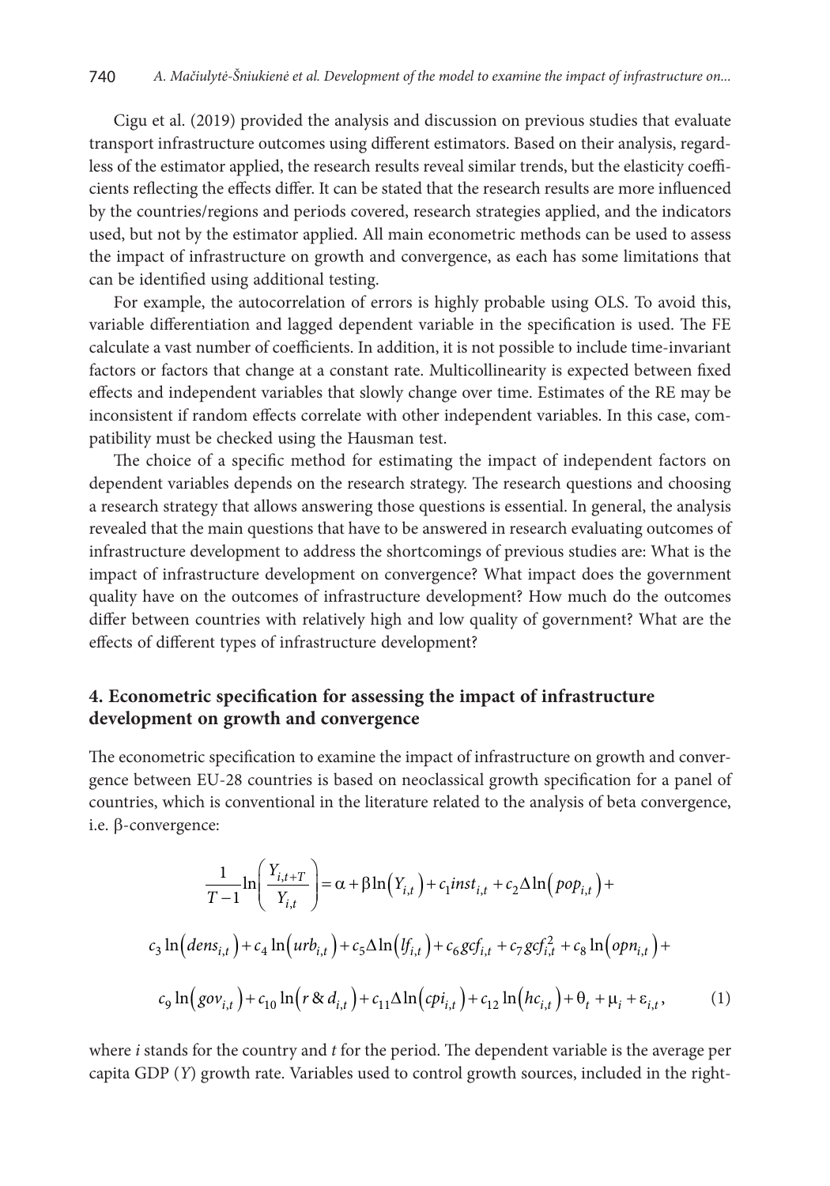Cigu et al. (2019) provided the analysis and discussion on previous studies that evaluate transport infrastructure outcomes using different estimators. Based on their analysis, regardless of the estimator applied, the research results reveal similar trends, but the elasticity coefficients reflecting the effects differ. It can be stated that the research results are more influenced by the countries/regions and periods covered, research strategies applied, and the indicators used, but not by the estimator applied. All main econometric methods can be used to assess the impact of infrastructure on growth and convergence, as each has some limitations that can be identified using additional testing.

For example, the autocorrelation of errors is highly probable using OLS. To avoid this, variable differentiation and lagged dependent variable in the specification is used. The FE calculate a vast number of coefficients. In addition, it is not possible to include time-invariant factors or factors that change at a constant rate. Multicollinearity is expected between fixed effects and independent variables that slowly change over time. Estimates of the RE may be inconsistent if random effects correlate with other independent variables. In this case, compatibility must be checked using the Hausman test.

The choice of a specific method for estimating the impact of independent factors on dependent variables depends on the research strategy. The research questions and choosing a research strategy that allows answering those questions is essential. In general, the analysis revealed that the main questions that have to be answered in research evaluating outcomes of infrastructure development to address the shortcomings of previous studies are: What is the impact of infrastructure development on convergence? What impact does the government quality have on the outcomes of infrastructure development? How much do the outcomes differ between countries with relatively high and low quality of government? What are the effects of different types of infrastructure development?

## 4. Econometric specification for assessing the impact of infrastructure development on growth and convergence

The econometric specification to examine the impact of infrastructure on growth and convergence between EU-28 countries is based on neoclassical growth specification for a panel of countries, which is conventional in the literature related to the analysis of beta convergence, i.e. β-convergence:

$$\frac{1}{T-1}\ln\left(\frac{Y_{i,t+T}}{Y_{i,t}}\right) = \alpha + \beta\ln\left(Y_{i,t}\right) + c_1 inst_{i,t} + c_2\Delta\ln\left(pop_{i,t}\right) +$$

$$c_3\ln\left(dens_{i,t}\right) + c_4\ln\left(urb_{i,t}\right) + c_5\Delta\ln\left(lf_{i,t}\right) + c_6 gcf_{i,t} + c_7 gcf_{i,t}^2 + c_8\ln\left(opn_{i,t}\right) +$$

$$c_9\ln\left(gov_{i,t}\right) + c_{10}\ln\left(r\,\&\,d_{i,t}\right) + c_{11}\Delta\ln\left(cpi_{i,t}\right) + c_{12}\ln\left(hc_{i,t}\right) + \theta_t + \mu_i + \varepsilon_{i,t}, \qquad (1)$$

where *i* stands for the country and *t* for the period. The dependent variable is the average per capita GDP (*Y*) growth rate. Variables used to control growth sources, included in the right-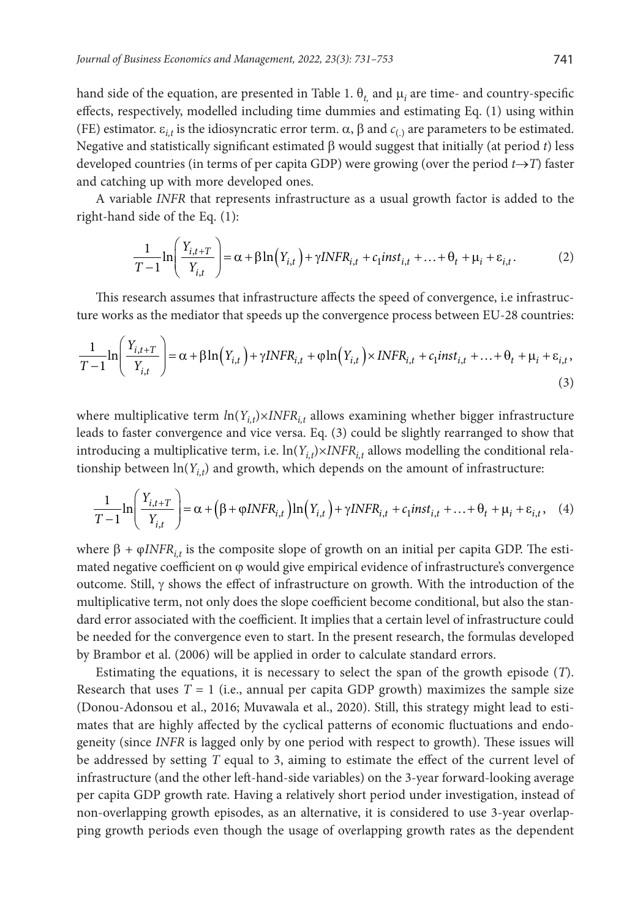hand side of the equation, are presented in Table 1. $\theta_t$ and $\mu_i$ are time- and country-specific effects, respectively, modelled including time dummies and estimating Eq. (1) using within (FE) estimator. $\varepsilon_{i,t}$ is the idiosyncratic error term. $\alpha$, $\beta$ and $c_{(.)}$ are parameters to be estimated. Negative and statistically significant estimated $\beta$ would suggest that initially (at period $t$) less developed countries (in terms of per capita GDP) were growing (over the period $t \rightarrow T$) faster and catching up with more developed ones.

A variable *INFR* that represents infrastructure as a usual growth factor is added to the right-hand side of the Eq. (1):

$$\frac{1}{T-1}\ln\left(\frac{Y_{i,t+T}}{Y_{i,t}}\right) = \alpha + \beta \ln\left(Y_{i,t}\right) + \gamma INFR_{i,t} + c_1 inst_{i,t} + \ldots + \theta_t + \mu_i + \varepsilon_{i,t}. \tag{2}$$

This research assumes that infrastructure affects the speed of convergence, i.e infrastructure works as the mediator that speeds up the convergence process between EU-28 countries:

$$\frac{1}{T-1}\ln\left(\frac{Y_{i,t+T}}{Y_{i,t}}\right) = \alpha + \beta \ln\left(Y_{i,t}\right) + \gamma INFR_{i,t} + \varphi \ln\left(Y_{i,t}\right) \times INFR_{i,t} + c_1 inst_{i,t} + \ldots + \theta_t + \mu_i + \varepsilon_{i,t}, \tag{3}$$

where multiplicative term $ln(Y_{i,t}) \times INFR_{i,t}$ allows examining whether bigger infrastructure leads to faster convergence and vice versa. Eq. (3) could be slightly rearranged to show that introducing a multiplicative term, i.e. $\ln(Y_{i,t}) \times INFR_{i,t}$ allows modelling the conditional relationship between $\ln(Y_{i,t})$ and growth, which depends on the amount of infrastructure:

$$\frac{1}{T-1}\ln\left(\frac{Y_{i,t+T}}{Y_{i,t}}\right) = \alpha + \left(\beta + \varphi INFR_{i,t}\right)\ln\left(Y_{i,t}\right) + \gamma INFR_{i,t} + c_1 inst_{i,t} + \ldots + \theta_t + \mu_i + \varepsilon_{i,t}, \tag{4}$$

where $\beta + \varphi INFR_{i,t}$ is the composite slope of growth on an initial per capita GDP. The estimated negative coefficient on $\varphi$ would give empirical evidence of infrastructure's convergence outcome. Still, $\gamma$ shows the effect of infrastructure on growth. With the introduction of the multiplicative term, not only does the slope coefficient become conditional, but also the standard error associated with the coefficient. It implies that a certain level of infrastructure could be needed for the convergence even to start. In the present research, the formulas developed by Brambor et al. (2006) will be applied in order to calculate standard errors.

Estimating the equations, it is necessary to select the span of the growth episode ($T$). Research that uses $T = 1$ (i.e., annual per capita GDP growth) maximizes the sample size (Donou-Adonsou et al., 2016; Muvawala et al., 2020). Still, this strategy might lead to estimates that are highly affected by the cyclical patterns of economic fluctuations and endogeneity (since *INFR* is lagged only by one period with respect to growth). These issues will be addressed by setting $T$ equal to 3, aiming to estimate the effect of the current level of infrastructure (and the other left-hand-side variables) on the 3-year forward-looking average per capita GDP growth rate. Having a relatively short period under investigation, instead of non-overlapping growth episodes, as an alternative, it is considered to use 3-year overlapping growth periods even though the usage of overlapping growth rates as the dependent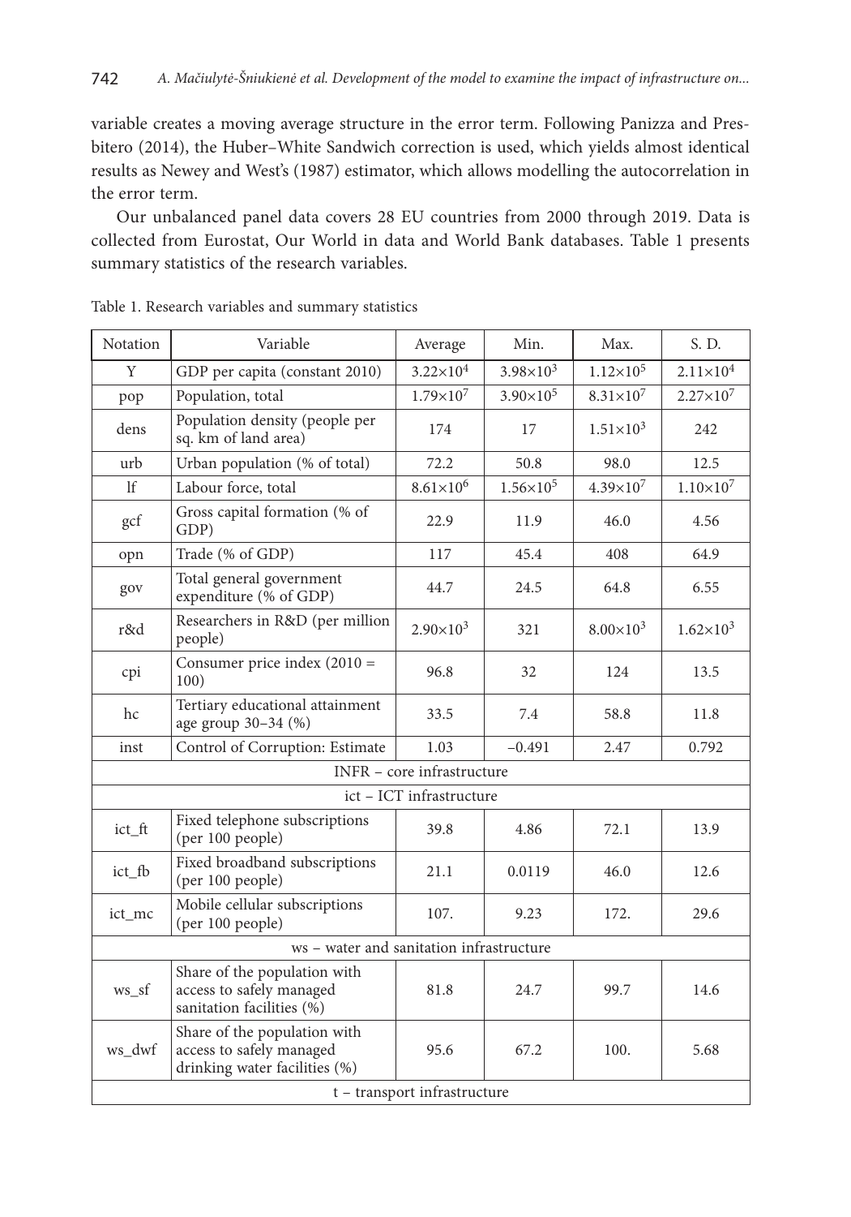variable creates a moving average structure in the error term. Following Panizza and Presbitero (2014), the Huber–White Sandwich correction is used, which yields almost identical results as Newey and West's (1987) estimator, which allows modelling the autocorrelation in the error term.

Our unbalanced panel data covers 28 EU countries from 2000 through 2019. Data is collected from Eurostat, Our World in data and World Bank databases. Table 1 presents summary statistics of the research variables.

Table 1. Research variables and summary statistics

| Notation | Variable | Average | Min. | Max. | S. D. |
|---|---|---|---|---|---|
| Y | GDP per capita (constant 2010) | $3.22{\times}10^4$ | $3.98{\times}10^3$ | $1.12{\times}10^5$ | $2.11{\times}10^4$ |
| pop | Population, total | $1.79{\times}10^7$ | $3.90{\times}10^5$ | $8.31{\times}10^7$ | $2.27{\times}10^7$ |
| dens | Population density (people per sq. km of land area) | 174 | 17 | $1.51{\times}10^3$ | 242 |
| urb | Urban population (% of total) | 72.2 | 50.8 | 98.0 | 12.5 |
| lf | Labour force, total | $8.61{\times}10^6$ | $1.56{\times}10^5$ | $4.39{\times}10^7$ | $1.10{\times}10^7$ |
| gcf | Gross capital formation (% of GDP) | 22.9 | 11.9 | 46.0 | 4.56 |
| opn | Trade (% of GDP) | 117 | 45.4 | 408 | 64.9 |
| gov | Total general government expenditure (% of GDP) | 44.7 | 24.5 | 64.8 | 6.55 |
| r&d | Researchers in R&D (per million people) | $2.90{\times}10^3$ | 321 | $8.00{\times}10^3$ | $1.62{\times}10^3$ |
| cpi | Consumer price index (2010 = 100) | 96.8 | 32 | 124 | 13.5 |
| hc | Tertiary educational attainment age group 30–34 (%) | 33.5 | 7.4 | 58.8 | 11.8 |
| inst | Control of Corruption: Estimate | 1.03 | −0.491 | 2.47 | 0.792 |
| INFR – core infrastructure | | | | | |
| ict – ICT infrastructure | | | | | |
| ict_ft | Fixed telephone subscriptions (per 100 people) | 39.8 | 4.86 | 72.1 | 13.9 |
| ict_fb | Fixed broadband subscriptions (per 100 people) | 21.1 | 0.0119 | 46.0 | 12.6 |
| ict_mc | Mobile cellular subscriptions (per 100 people) | 107. | 9.23 | 172. | 29.6 |
| ws – water and sanitation infrastructure | | | | | |
| ws_sf | Share of the population with access to safely managed sanitation facilities (%) | 81.8 | 24.7 | 99.7 | 14.6 |
| ws_dwf | Share of the population with access to safely managed drinking water facilities (%) | 95.6 | 67.2 | 100. | 5.68 |
| t – transport infrastructure | | | | | |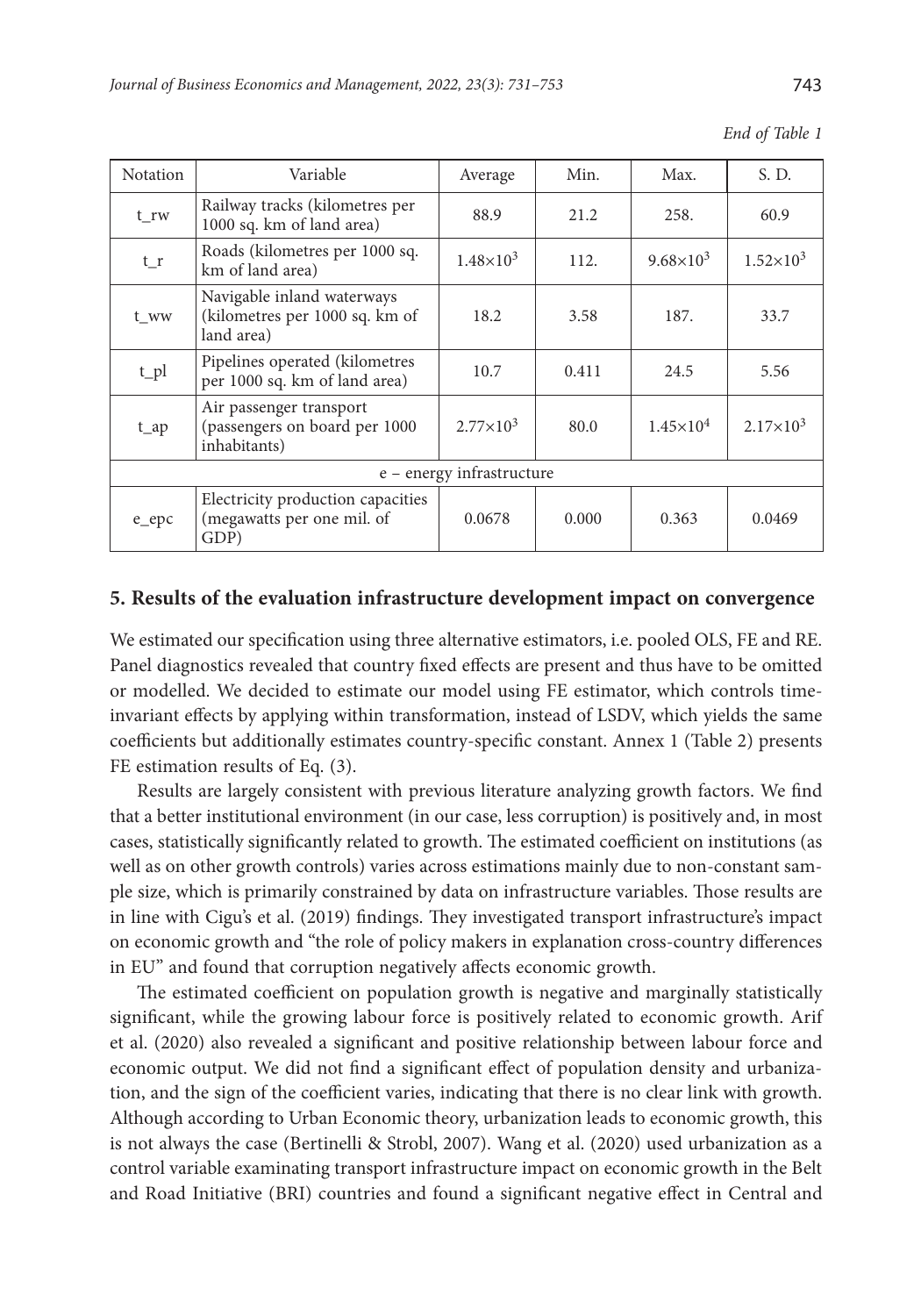*End of Table 1*

| Notation | Variable | Average | Min. | Max. | S. D. |
|---|---|---|---|---|---|
| t_rw | Railway tracks (kilometres per 1000 sq. km of land area) | 88.9 | 21.2 | 258. | 60.9 |
| t_r | Roads (kilometres per 1000 sq. km of land area) | $1.48{\times}10^3$ | 112. | $9.68{\times}10^3$ | $1.52{\times}10^3$ |
| t_ww | Navigable inland waterways (kilometres per 1000 sq. km of land area) | 18.2 | 3.58 | 187. | 33.7 |
| t_pl | Pipelines operated (kilometres per 1000 sq. km of land area) | 10.7 | 0.411 | 24.5 | 5.56 |
| t_ap | Air passenger transport (passengers on board per 1000 inhabitants) | $2.77{\times}10^3$ | 80.0 | $1.45{\times}10^4$ | $2.17{\times}10^3$ |
| e – energy infrastructure | | | | | |
| e_epc | Electricity production capacities (megawatts per one mil. of GDP) | 0.0678 | 0.000 | 0.363 | 0.0469 |

## 5. Results of the evaluation infrastructure development impact on convergence

We estimated our specification using three alternative estimators, i.e. pooled OLS, FE and RE. Panel diagnostics revealed that country fixed effects are present and thus have to be omitted or modelled. We decided to estimate our model using FE estimator, which controls time-invariant effects by applying within transformation, instead of LSDV, which yields the same coefficients but additionally estimates country-specific constant. Annex 1 (Table 2) presents FE estimation results of Eq. (3).

Results are largely consistent with previous literature analyzing growth factors. We find that a better institutional environment (in our case, less corruption) is positively and, in most cases, statistically significantly related to growth. The estimated coefficient on institutions (as well as on other growth controls) varies across estimations mainly due to non-constant sample size, which is primarily constrained by data on infrastructure variables. Those results are in line with Cigu's et al. (2019) findings. They investigated transport infrastructure's impact on economic growth and "the role of policy makers in explanation cross-country differences in EU" and found that corruption negatively affects economic growth.

The estimated coefficient on population growth is negative and marginally statistically significant, while the growing labour force is positively related to economic growth. Arif et al. (2020) also revealed a significant and positive relationship between labour force and economic output. We did not find a significant effect of population density and urbanization, and the sign of the coefficient varies, indicating that there is no clear link with growth. Although according to Urban Economic theory, urbanization leads to economic growth, this is not always the case (Bertinelli & Strobl, 2007). Wang et al. (2020) used urbanization as a control variable examinating transport infrastructure impact on economic growth in the Belt and Road Initiative (BRI) countries and found a significant negative effect in Central and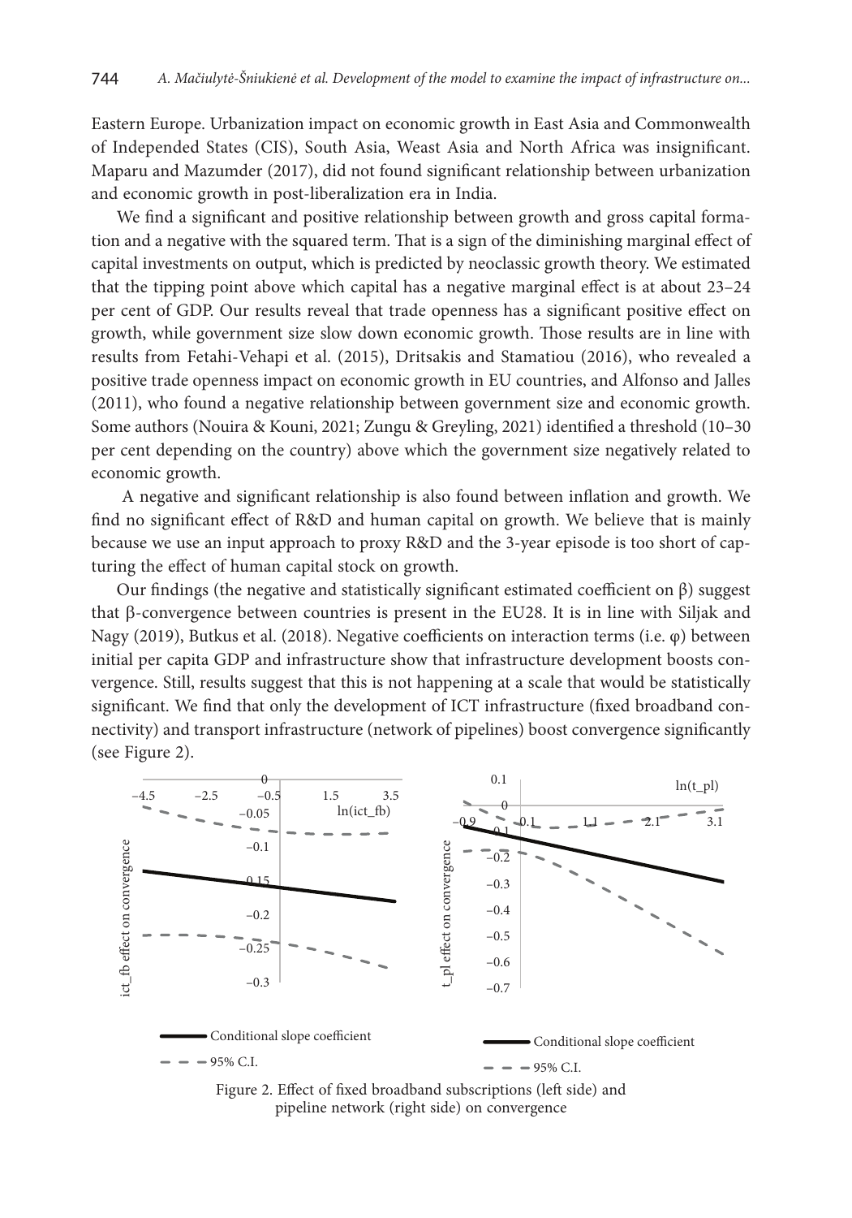Eastern Europe. Urbanization impact on economic growth in East Asia and Commonwealth of Independed States (CIS), South Asia, Weast Asia and North Africa was insignificant. Maparu and Mazumder (2017), did not found significant relationship between urbanization and economic growth in post-liberalization era in India.

We find a significant and positive relationship between growth and gross capital formation and a negative with the squared term. That is a sign of the diminishing marginal effect of capital investments on output, which is predicted by neoclassic growth theory. We estimated that the tipping point above which capital has a negative marginal effect is at about 23–24 per cent of GDP. Our results reveal that trade openness has a significant positive effect on growth, while government size slow down economic growth. Those results are in line with results from Fetahi-Vehapi et al. (2015), Dritsakis and Stamatiou (2016), who revealed a positive trade openness impact on economic growth in EU countries, and Alfonso and Jalles (2011), who found a negative relationship between government size and economic growth. Some authors (Nouira & Kouni, 2021; Zungu & Greyling, 2021) identified a threshold (10–30 per cent depending on the country) above which the government size negatively related to economic growth.

A negative and significant relationship is also found between inflation and growth. We find no significant effect of R&D and human capital on growth. We believe that is mainly because we use an input approach to proxy R&D and the 3-year episode is too short of capturing the effect of human capital stock on growth.

Our findings (the negative and statistically significant estimated coefficient on β) suggest that β-convergence between countries is present in the EU28. It is in line with Siljak and Nagy (2019), Butkus et al. (2018). Negative coefficients on interaction terms (i.e. φ) between initial per capita GDP and infrastructure show that infrastructure development boosts convergence. Still, results suggest that this is not happening at a scale that would be statistically significant. We find that only the development of ICT infrastructure (fixed broadband connectivity) and transport infrastructure (network of pipelines) boost convergence significantly (see Figure 2).

Figure 2. Effect of fixed broadband subscriptions (left side) and pipeline network (right side) on convergence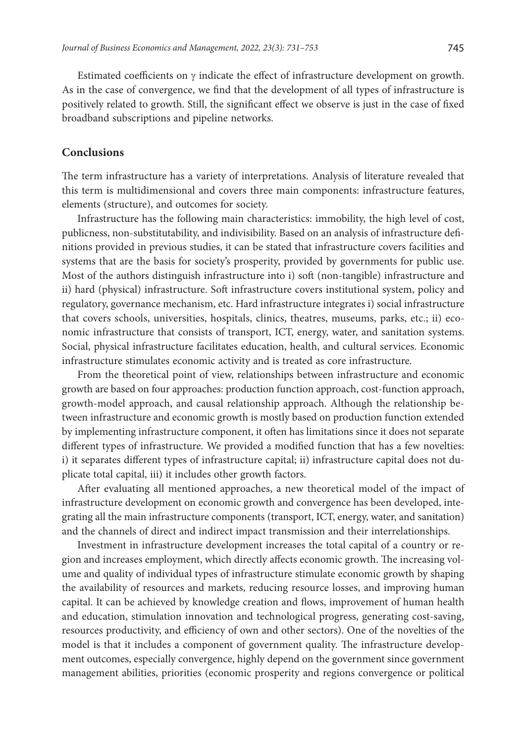Estimated coefficients on $\gamma$ indicate the effect of infrastructure development on growth. As in the case of convergence, we find that the development of all types of infrastructure is positively related to growth. Still, the significant effect we observe is just in the case of fixed broadband subscriptions and pipeline networks.

## Conclusions

The term infrastructure has a variety of interpretations. Analysis of literature revealed that this term is multidimensional and covers three main components: infrastructure features, elements (structure), and outcomes for society.

Infrastructure has the following main characteristics: immobility, the high level of cost, publicness, non-substitutability, and indivisibility. Based on an analysis of infrastructure definitions provided in previous studies, it can be stated that infrastructure covers facilities and systems that are the basis for society's prosperity, provided by governments for public use. Most of the authors distinguish infrastructure into i) soft (non-tangible) infrastructure and ii) hard (physical) infrastructure. Soft infrastructure covers institutional system, policy and regulatory, governance mechanism, etc. Hard infrastructure integrates i) social infrastructure that covers schools, universities, hospitals, clinics, theatres, museums, parks, etc.; ii) economic infrastructure that consists of transport, ICT, energy, water, and sanitation systems. Social, physical infrastructure facilitates education, health, and cultural services. Economic infrastructure stimulates economic activity and is treated as core infrastructure.

From the theoretical point of view, relationships between infrastructure and economic growth are based on four approaches: production function approach, cost-function approach, growth-model approach, and causal relationship approach. Although the relationship between infrastructure and economic growth is mostly based on production function extended by implementing infrastructure component, it often has limitations since it does not separate different types of infrastructure. We provided a modified function that has a few novelties: i) it separates different types of infrastructure capital; ii) infrastructure capital does not duplicate total capital, iii) it includes other growth factors.

After evaluating all mentioned approaches, a new theoretical model of the impact of infrastructure development on economic growth and convergence has been developed, integrating all the main infrastructure components (transport, ICT, energy, water, and sanitation) and the channels of direct and indirect impact transmission and their interrelationships.

Investment in infrastructure development increases the total capital of a country or region and increases employment, which directly affects economic growth. The increasing volume and quality of individual types of infrastructure stimulate economic growth by shaping the availability of resources and markets, reducing resource losses, and improving human capital. It can be achieved by knowledge creation and flows, improvement of human health and education, stimulation innovation and technological progress, generating cost-saving, resources productivity, and efficiency of own and other sectors). One of the novelties of the model is that it includes a component of government quality. The infrastructure development outcomes, especially convergence, highly depend on the government since government management abilities, priorities (economic prosperity and regions convergence or political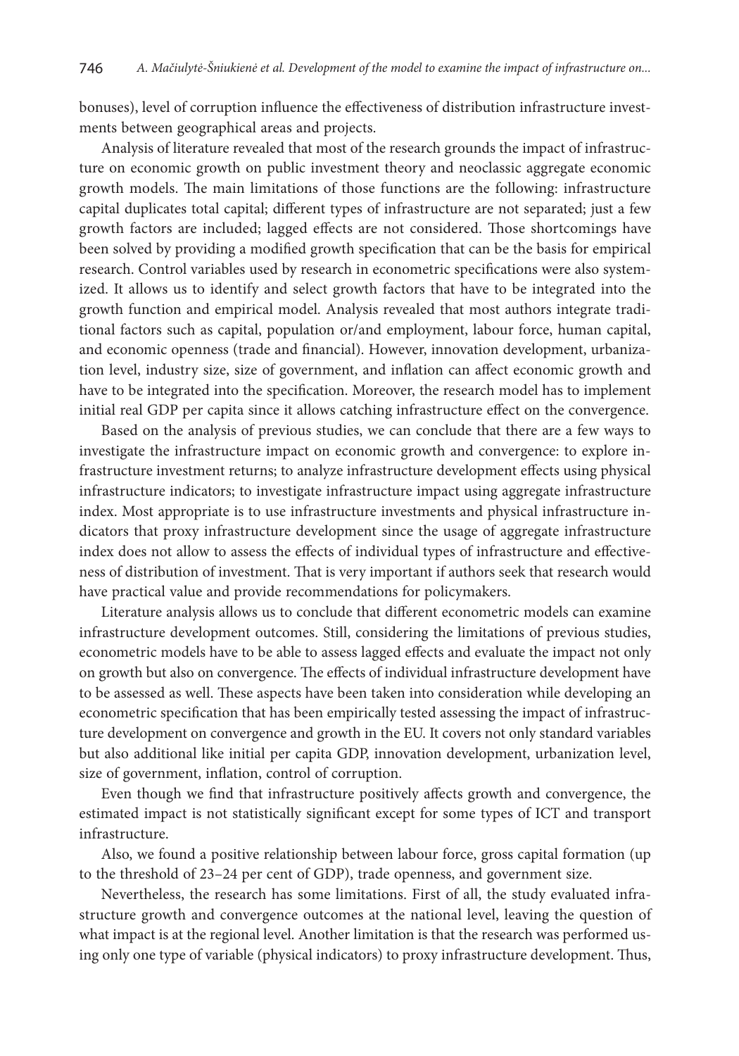bonuses), level of corruption influence the effectiveness of distribution infrastructure investments between geographical areas and projects.

Analysis of literature revealed that most of the research grounds the impact of infrastructure on economic growth on public investment theory and neoclassic aggregate economic growth models. The main limitations of those functions are the following: infrastructure capital duplicates total capital; different types of infrastructure are not separated; just a few growth factors are included; lagged effects are not considered. Those shortcomings have been solved by providing a modified growth specification that can be the basis for empirical research. Control variables used by research in econometric specifications were also systemized. It allows us to identify and select growth factors that have to be integrated into the growth function and empirical model. Analysis revealed that most authors integrate traditional factors such as capital, population or/and employment, labour force, human capital, and economic openness (trade and financial). However, innovation development, urbanization level, industry size, size of government, and inflation can affect economic growth and have to be integrated into the specification. Moreover, the research model has to implement initial real GDP per capita since it allows catching infrastructure effect on the convergence.

Based on the analysis of previous studies, we can conclude that there are a few ways to investigate the infrastructure impact on economic growth and convergence: to explore infrastructure investment returns; to analyze infrastructure development effects using physical infrastructure indicators; to investigate infrastructure impact using aggregate infrastructure index. Most appropriate is to use infrastructure investments and physical infrastructure indicators that proxy infrastructure development since the usage of aggregate infrastructure index does not allow to assess the effects of individual types of infrastructure and effectiveness of distribution of investment. That is very important if authors seek that research would have practical value and provide recommendations for policymakers.

Literature analysis allows us to conclude that different econometric models can examine infrastructure development outcomes. Still, considering the limitations of previous studies, econometric models have to be able to assess lagged effects and evaluate the impact not only on growth but also on convergence. The effects of individual infrastructure development have to be assessed as well. These aspects have been taken into consideration while developing an econometric specification that has been empirically tested assessing the impact of infrastructure development on convergence and growth in the EU. It covers not only standard variables but also additional like initial per capita GDP, innovation development, urbanization level, size of government, inflation, control of corruption.

Even though we find that infrastructure positively affects growth and convergence, the estimated impact is not statistically significant except for some types of ICT and transport infrastructure.

Also, we found a positive relationship between labour force, gross capital formation (up to the threshold of 23–24 per cent of GDP), trade openness, and government size.

Nevertheless, the research has some limitations. First of all, the study evaluated infrastructure growth and convergence outcomes at the national level, leaving the question of what impact is at the regional level. Another limitation is that the research was performed using only one type of variable (physical indicators) to proxy infrastructure development. Thus,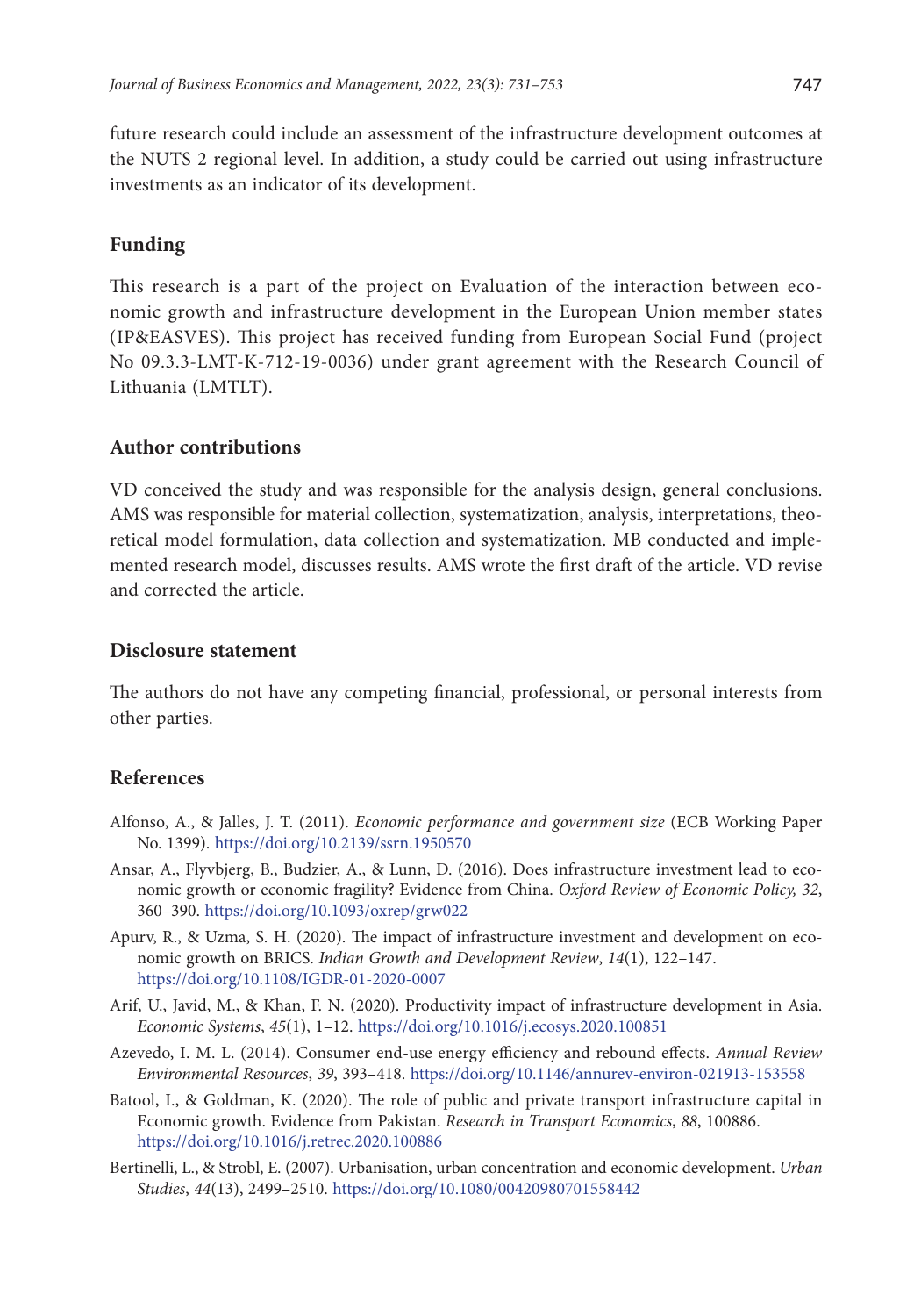future research could include an assessment of the infrastructure development outcomes at the NUTS 2 regional level. In addition, a study could be carried out using infrastructure investments as an indicator of its development.

## Funding

This research is a part of the project on Evaluation of the interaction between economic growth and infrastructure development in the European Union member states (IP&EASVES). This project has received funding from European Social Fund (project No 09.3.3-LMT-K-712-19-0036) under grant agreement with the Research Council of Lithuania (LMTLT).

## Author contributions

VD conceived the study and was responsible for the analysis design, general conclusions. AMS was responsible for material collection, systematization, analysis, interpretations, theoretical model formulation, data collection and systematization. MB conducted and implemented research model, discusses results. AMS wrote the first draft of the article. VD revise and corrected the article.

## Disclosure statement

The authors do not have any competing financial, professional, or personal interests from other parties.

## References

Alfonso, A., & Jalles, J. T. (2011). *Economic performance and government size* (ECB Working Paper No. 1399). https://doi.org/10.2139/ssrn.1950570

Ansar, A., Flyvbjerg, B., Budzier, A., & Lunn, D. (2016). Does infrastructure investment lead to economic growth or economic fragility? Evidence from China. *Oxford Review of Economic Policy, 32*, 360–390. https://doi.org/10.1093/oxrep/grw022

Apurv, R., & Uzma, S. H. (2020). The impact of infrastructure investment and development on economic growth on BRICS. *Indian Growth and Development Review*, *14*(1), 122–147. https://doi.org/10.1108/IGDR-01-2020-0007

Arif, U., Javid, M., & Khan, F. N. (2020). Productivity impact of infrastructure development in Asia. *Economic Systems*, *45*(1), 1–12. https://doi.org/10.1016/j.ecosys.2020.100851

Azevedo, I. M. L. (2014). Consumer end-use energy efficiency and rebound effects. *Annual Review Environmental Resources*, *39*, 393–418. https://doi.org/10.1146/annurev-environ-021913-153558

Batool, I., & Goldman, K. (2020). The role of public and private transport infrastructure capital in Economic growth. Evidence from Pakistan. *Research in Transport Economics*, *88*, 100886. https://doi.org/10.1016/j.retrec.2020.100886

Bertinelli, L., & Strobl, E. (2007). Urbanisation, urban concentration and economic development. *Urban Studies*, *44*(13), 2499–2510. https://doi.org/10.1080/00420980701558442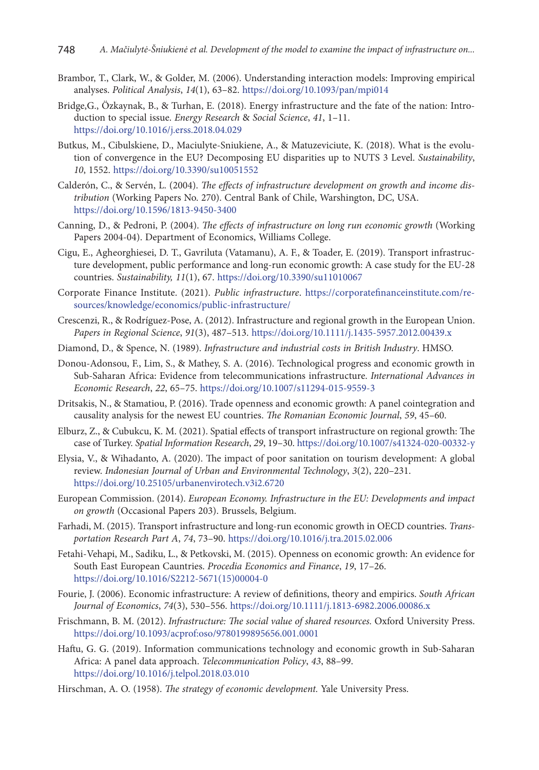Brambor, T., Clark, W., & Golder, M. (2006). Understanding interaction models: Improving empirical analyses. *Political Analysis*, *14*(1), 63–82. https://doi.org/10.1093/pan/mpi014

Bridge,G., Özkaynak, B., & Turhan, E. (2018). Energy infrastructure and the fate of the nation: Introduction to special issue. *Energy Research & Social Science*, *41*, 1–11. https://doi.org/10.1016/j.erss.2018.04.029

Butkus, M., Cibulskiene, D., Maciulyte-Sniukiene, A., & Matuzeviciute, K. (2018). What is the evolution of convergence in the EU? Decomposing EU disparities up to NUTS 3 Level. *Sustainability*, *10*, 1552. https://doi.org/10.3390/su10051552

Calderón, C., & Servén, L. (2004). *The effects of infrastructure development on growth and income distribution* (Working Papers No. 270). Central Bank of Chile, Warshington, DC, USA. https://doi.org/10.1596/1813-9450-3400

Canning, D., & Pedroni, P. (2004). *The effects of infrastructure on long run economic growth* (Working Papers 2004-04). Department of Economics, Williams College.

Cigu, E., Agheorghiesei, D. T., Gavriluta (Vatamanu), A. F., & Toader, E. (2019). Transport infrastructure development, public performance and long-run economic growth: A case study for the EU-28 countries. *Sustainability, 11*(1), 67. https://doi.org/10.3390/su11010067

Corporate Finance Institute. (2021). *Public infrastructure*. https://corporatefinanceinstitute.com/resources/knowledge/economics/public-infrastructure/

Crescenzi, R., & Rodríguez-Pose, A. (2012). Infrastructure and regional growth in the European Union. *Papers in Regional Science*, *91*(3), 487–513. https://doi.org/10.1111/j.1435-5957.2012.00439.x

Diamond, D., & Spence, N. (1989). *Infrastructure and industrial costs in British Industry*. HMSO.

Donou-Adonsou, F., Lim, S., & Mathey, S. A. (2016). Technological progress and economic growth in Sub-Saharan Africa: Evidence from telecommunications infrastructure. *International Advances in Economic Research*, *22*, 65–75. https://doi.org/10.1007/s11294-015-9559-3

Dritsakis, N., & Stamatiou, P. (2016). Trade openness and economic growth: A panel cointegration and causality analysis for the newest EU countries. *The Romanian Economic Journal*, *59*, 45–60.

Elburz, Z., & Cubukcu, K. M. (2021). Spatial effects of transport infrastructure on regional growth: The case of Turkey. *Spatial Information Research*, *29*, 19–30. https://doi.org/10.1007/s41324-020-00332-y

Elysia, V., & Wihadanto, A. (2020). The impact of poor sanitation on tourism development: A global review. *Indonesian Journal of Urban and Environmental Technology*, *3*(2), 220–231. https://doi.org/10.25105/urbanenvirotech.v3i2.6720

European Commission. (2014). *European Economy. Infrastructure in the EU: Developments and impact on growth* (Occasional Papers 203). Brussels, Belgium.

Farhadi, M. (2015). Transport infrastructure and long-run economic growth in OECD countries. *Transportation Research Part A*, *74*, 73–90. https://doi.org/10.1016/j.tra.2015.02.006

Fetahi-Vehapi, M., Sadiku, L., & Petkovski, M. (2015). Openness on economic growth: An evidence for South East European Cauntries. *Procedia Economics and Finance*, *19*, 17–26. https://doi.org/10.1016/S2212-5671(15)00004-0

Fourie, J. (2006). Economic infrastructure: A review of definitions, theory and empirics. *South African Journal of Economics*, *74*(3), 530–556. https://doi.org/10.1111/j.1813-6982.2006.00086.x

Frischmann, B. M. (2012). *Infrastructure: The social value of shared resources.* Oxford University Press. https://doi.org/10.1093/acprof:oso/9780199895656.001.0001

Haftu, G. G. (2019). Information communications technology and economic growth in Sub-Saharan Africa: A panel data approach. *Telecommunication Policy*, *43*, 88–99. https://doi.org/10.1016/j.telpol.2018.03.010

Hirschman, A. O. (1958). *The strategy of economic development.* Yale University Press.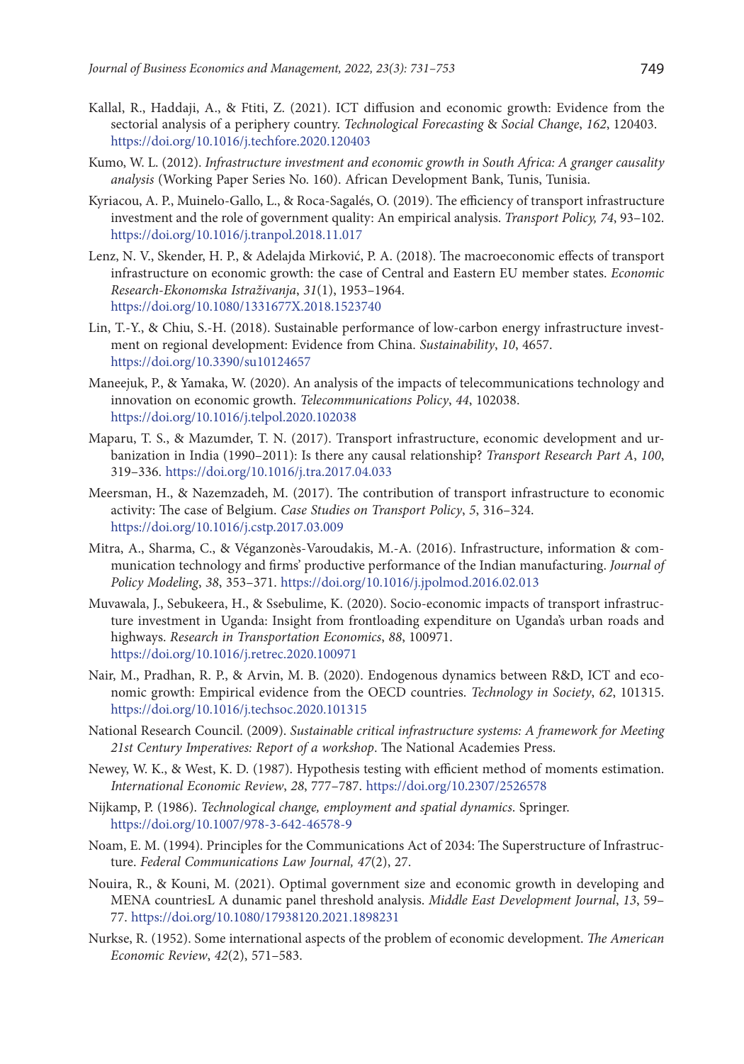Kallal, R., Haddaji, A., & Ftiti, Z. (2021). ICT diffusion and economic growth: Evidence from the sectorial analysis of a periphery country. *Technological Forecasting & Social Change*, *162*, 120403. https://doi.org/10.1016/j.techfore.2020.120403

Kumo, W. L. (2012). *Infrastructure investment and economic growth in South Africa: A granger causality analysis* (Working Paper Series No. 160). African Development Bank, Tunis, Tunisia.

Kyriacou, A. P., Muinelo-Gallo, L., & Roca-Sagalés, O. (2019). The efficiency of transport infrastructure investment and the role of government quality: An empirical analysis. *Transport Policy, 74*, 93–102. https://doi.org/10.1016/j.tranpol.2018.11.017

Lenz, N. V., Skender, H. P., & Adelajda Mirković, P. A. (2018). The macroeconomic effects of transport infrastructure on economic growth: the case of Central and Eastern EU member states. *Economic Research-Ekonomska Istraživanja*, *31*(1), 1953–1964. https://doi.org/10.1080/1331677X.2018.1523740

Lin, T.-Y., & Chiu, S.-H. (2018). Sustainable performance of low-carbon energy infrastructure investment on regional development: Evidence from China. *Sustainability*, *10*, 4657. https://doi.org/10.3390/su10124657

Maneejuk, P., & Yamaka, W. (2020). An analysis of the impacts of telecommunications technology and innovation on economic growth. *Telecommunications Policy*, *44*, 102038. https://doi.org/10.1016/j.telpol.2020.102038

Maparu, T. S., & Mazumder, T. N. (2017). Transport infrastructure, economic development and urbanization in India (1990–2011): Is there any causal relationship? *Transport Research Part A*, *100*, 319–336. https://doi.org/10.1016/j.tra.2017.04.033

Meersman, H., & Nazemzadeh, M. (2017). The contribution of transport infrastructure to economic activity: The case of Belgium. *Case Studies on Transport Policy*, *5*, 316–324. https://doi.org/10.1016/j.cstp.2017.03.009

Mitra, A., Sharma, C., & Véganzonès-Varoudakis, M.-A. (2016). Infrastructure, information & communication technology and firms' productive performance of the Indian manufacturing. *Journal of Policy Modeling*, *38*, 353–371. https://doi.org/10.1016/j.jpolmod.2016.02.013

Muvawala, J., Sebukeera, H., & Ssebulime, K. (2020). Socio-economic impacts of transport infrastructure investment in Uganda: Insight from frontloading expenditure on Uganda's urban roads and highways. *Research in Transportation Economics*, *88*, 100971. https://doi.org/10.1016/j.retrec.2020.100971

Nair, M., Pradhan, R. P., & Arvin, M. B. (2020). Endogenous dynamics between R&D, ICT and economic growth: Empirical evidence from the OECD countries. *Technology in Society*, *62*, 101315. https://doi.org/10.1016/j.techsoc.2020.101315

National Research Council. (2009). *Sustainable critical infrastructure systems: A framework for Meeting 21st Century Imperatives: Report of a workshop*. The National Academies Press.

Newey, W. K., & West, K. D. (1987). Hypothesis testing with efficient method of moments estimation. *International Economic Review*, *28*, 777–787. https://doi.org/10.2307/2526578

Nijkamp, P. (1986). *Technological change, employment and spatial dynamics*. Springer. https://doi.org/10.1007/978-3-642-46578-9

Noam, E. M. (1994). Principles for the Communications Act of 2034: The Superstructure of Infrastructure. *Federal Communications Law Journal, 47*(2), 27.

Nouira, R., & Kouni, M. (2021). Optimal government size and economic growth in developing and MENA countriesL A dunamic panel threshold analysis. *Middle East Development Journal*, *13*, 59–77. https://doi.org/10.1080/17938120.2021.1898231

Nurkse, R. (1952). Some international aspects of the problem of economic development. *The American Economic Review*, *42*(2), 571–583.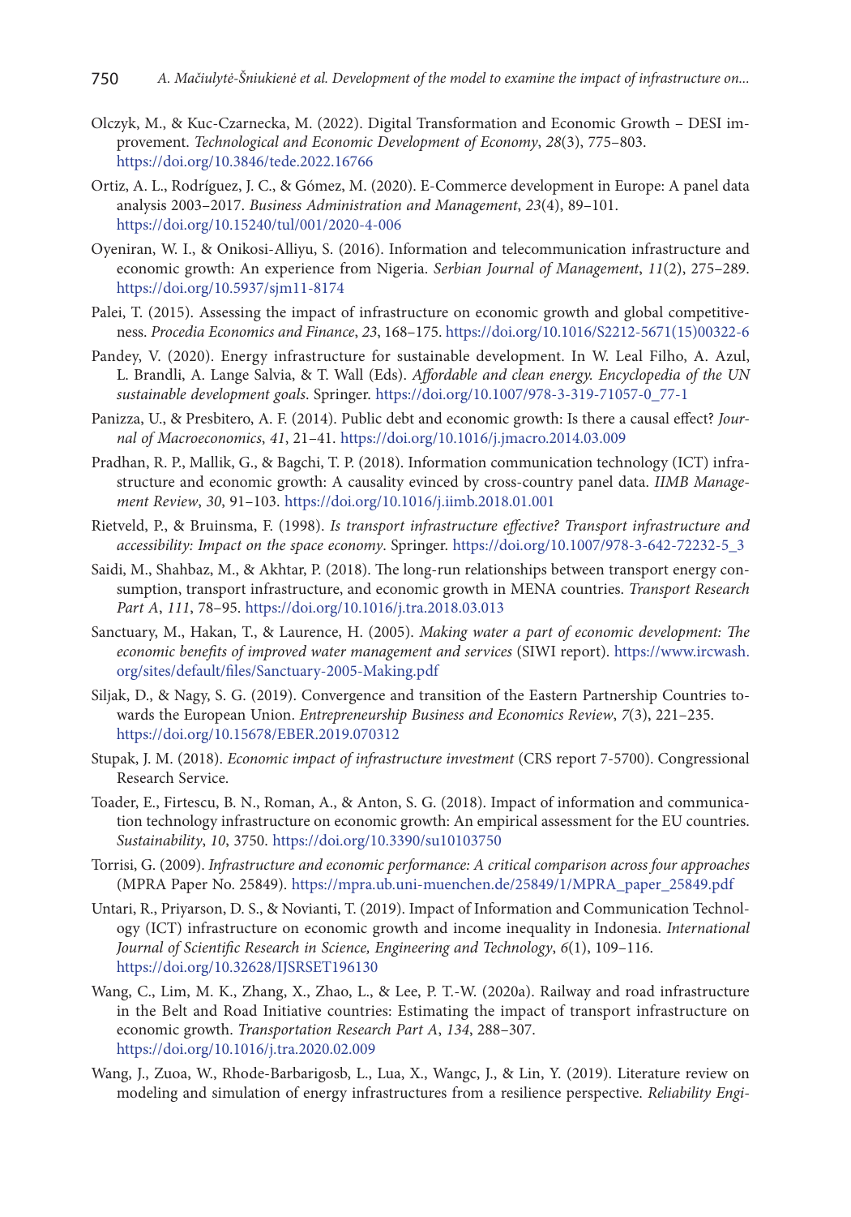Olczyk, M., & Kuc-Czarnecka, M. (2022). Digital Transformation and Economic Growth – DESI improvement. *Technological and Economic Development of Economy*, *28*(3), 775–803. https://doi.org/10.3846/tede.2022.16766

Ortiz, A. L., Rodríguez, J. C., & Gómez, M. (2020). E-Commerce development in Europe: A panel data analysis 2003–2017. *Business Administration and Management*, *23*(4), 89–101. https://doi.org/10.15240/tul/001/2020-4-006

Oyeniran, W. I., & Onikosi-Alliyu, S. (2016). Information and telecommunication infrastructure and economic growth: An experience from Nigeria. *Serbian Journal of Management*, *11*(2), 275–289. https://doi.org/10.5937/sjm11-8174

Palei, T. (2015). Assessing the impact of infrastructure on economic growth and global competitiveness. *Procedia Economics and Finance*, *23*, 168–175. https://doi.org/10.1016/S2212-5671(15)00322-6

Pandey, V. (2020). Energy infrastructure for sustainable development. In W. Leal Filho, A. Azul, L. Brandli, A. Lange Salvia, & T. Wall (Eds). *Affordable and clean energy. Encyclopedia of the UN sustainable development goals*. Springer. https://doi.org/10.1007/978-3-319-71057-0_77-1

Panizza, U., & Presbitero, A. F. (2014). Public debt and economic growth: Is there a causal effect? *Journal of Macroeconomics*, *41*, 21–41. https://doi.org/10.1016/j.jmacro.2014.03.009

Pradhan, R. P., Mallik, G., & Bagchi, T. P. (2018). Information communication technology (ICT) infrastructure and economic growth: A causality evinced by cross-country panel data. *IIMB Management Review*, *30*, 91–103. https://doi.org/10.1016/j.iimb.2018.01.001

Rietveld, P., & Bruinsma, F. (1998). *Is transport infrastructure effective? Transport infrastructure and accessibility: Impact on the space economy*. Springer. https://doi.org/10.1007/978-3-642-72232-5_3

Saidi, M., Shahbaz, M., & Akhtar, P. (2018). The long-run relationships between transport energy consumption, transport infrastructure, and economic growth in MENA countries. *Transport Research Part A*, *111*, 78–95. https://doi.org/10.1016/j.tra.2018.03.013

Sanctuary, M., Hakan, T., & Laurence, H. (2005). *Making water a part of economic development: The economic benefits of improved water management and services* (SIWI report). https://www.ircwash.org/sites/default/files/Sanctuary-2005-Making.pdf

Siljak, D., & Nagy, S. G. (2019). Convergence and transition of the Eastern Partnership Countries towards the European Union. *Entrepreneurship Business and Economics Review*, *7*(3), 221–235. https://doi.org/10.15678/EBER.2019.070312

Stupak, J. M. (2018). *Economic impact of infrastructure investment* (CRS report 7-5700). Congressional Research Service.

Toader, E., Firtescu, B. N., Roman, A., & Anton, S. G. (2018). Impact of information and communication technology infrastructure on economic growth: An empirical assessment for the EU countries. *Sustainability*, *10*, 3750. https://doi.org/10.3390/su10103750

Torrisi, G. (2009). *Infrastructure and economic performance: A critical comparison across four approaches* (MPRA Paper No. 25849). https://mpra.ub.uni-muenchen.de/25849/1/MPRA_paper_25849.pdf

Untari, R., Priyarson, D. S., & Novianti, T. (2019). Impact of Information and Communication Technology (ICT) infrastructure on economic growth and income inequality in Indonesia. *International Journal of Scientific Research in Science, Engineering and Technology*, *6*(1), 109–116. https://doi.org/10.32628/IJSRSET196130

Wang, C., Lim, M. K., Zhang, X., Zhao, L., & Lee, P. T.-W. (2020a). Railway and road infrastructure in the Belt and Road Initiative countries: Estimating the impact of transport infrastructure on economic growth. *Transportation Research Part A*, *134*, 288–307. https://doi.org/10.1016/j.tra.2020.02.009

Wang, J., Zuoa, W., Rhode-Barbarigosb, L., Lua, X., Wangc, J., & Lin, Y. (2019). Literature review on modeling and simulation of energy infrastructures from a resilience perspective. *Reliability Engi-*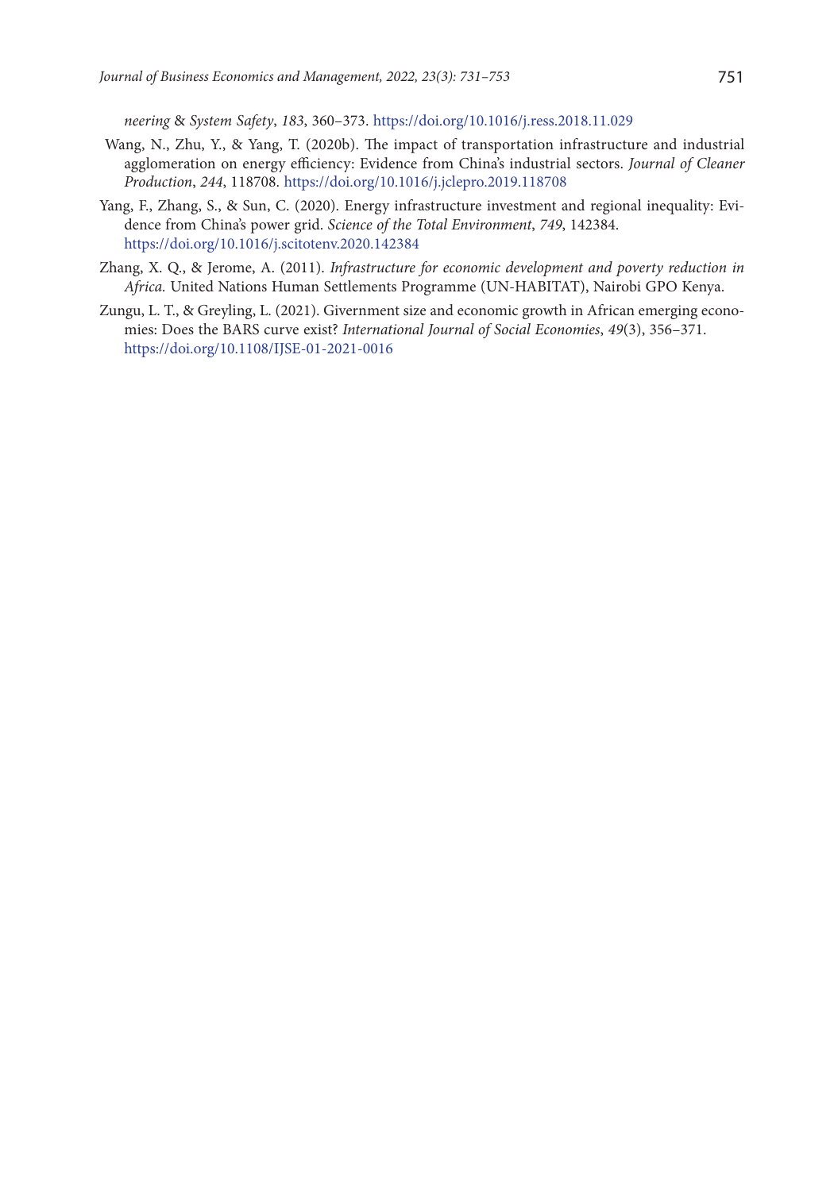*neering & System Safety*, *183*, 360–373. https://doi.org/10.1016/j.ress.2018.11.029

Wang, N., Zhu, Y., & Yang, T. (2020b). The impact of transportation infrastructure and industrial agglomeration on energy efficiency: Evidence from China's industrial sectors. *Journal of Cleaner Production*, *244*, 118708. https://doi.org/10.1016/j.jclepro.2019.118708

Yang, F., Zhang, S., & Sun, C. (2020). Energy infrastructure investment and regional inequality: Evidence from China's power grid. *Science of the Total Environment*, *749*, 142384. https://doi.org/10.1016/j.scitotenv.2020.142384

Zhang, X. Q., & Jerome, A. (2011). *Infrastructure for economic development and poverty reduction in Africa.* United Nations Human Settlements Programme (UN-HABITAT), Nairobi GPO Kenya.

Zungu, L. T., & Greyling, L. (2021). Givernment size and economic growth in African emerging economies: Does the BARS curve exist? *International Journal of Social Economies*, *49*(3), 356–371. https://doi.org/10.1108/IJSE-01-2021-0016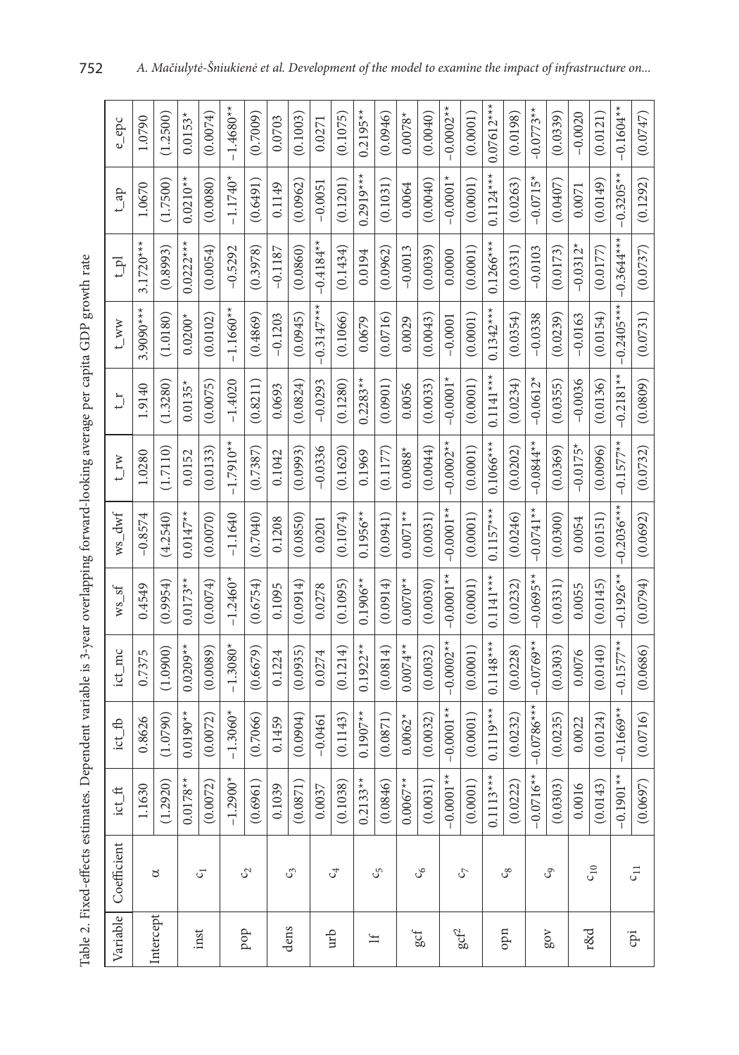Table 2. Fixed-effects estimates. Dependent variable is 3-year overlapping forward-looking average per capita GDP growth rate

| Variable | Coefficient | ict_ft | ict_fb | ict_mc | ws_sf | ws_dwf | t_rw | t_r | t_ww | t_pl | t_ap | e_epc |
|---|---|---|---|---|---|---|---|---|---|---|---|---|
| Intercept | α | 1.1630 | 0.8626 | 0.7375 | 0.4549 | −0.8574 | 1.0280 | 1.9140 | 3.9090*** | 3.1720*** | 1.0670 | 1.0790 |
| | | (1.2920) | (1.0790) | (1.0900) | (0.9954) | (4.2540) | (1.7110) | (1.3280) | (1.0180) | (0.8993) | (1.7500) | (1.2500) |
| inst | $c_1$ | 0.0178** | 0.0190** | 0.0209** | 0.0173** | 0.0147** | 0.0152 | 0.0135* | 0.0200* | 0.0222*** | 0.0210** | 0.0153* |
| | | (0.0072) | (0.0072) | (0.0089) | (0.0074) | (0.0070) | (0.0133) | (0.0075) | (0.0102) | (0.0054) | (0.0080) | (0.0074) |
| pop | $c_2$ | −1.2900* | −1.3060* | −1.3080* | −1.2460* | −1.1640 | −1.7910** | −1.4020 | −1.1660** | −0.5292 | −1.1740* | −1.4680** |
| | | (0.6961) | (0.7066) | (0.6679) | (0.6754) | (0.7040) | (0.7387) | (0.8211) | (0.4869) | (0.3978) | (0.6491) | (0.7009) |
| dens | $c_3$ | 0.1039 | 0.1459 | 0.1224 | 0.1095 | 0.1208 | 0.1042 | 0.0693 | −0.1203 | −0.1187 | 0.1149 | 0.0703 |
| | | (0.0871) | (0.0904) | (0.0935) | (0.0914) | (0.0850) | (0.0993) | (0.0824) | (0.0945) | (0.0860) | (0.0962) | (0.1003) |
| urb | $c_4$ | 0.0037 | −0.0461 | 0.0274 | 0.0278 | 0.0201 | −0.0336 | −0.0293 | −0.3147*** | −0.4184** | −0.0051 | 0.0271 |
| | | (0.1038) | (0.1143) | (0.1214) | (0.1095) | (0.1074) | (0.1620) | (0.1280) | (0.1066) | (0.1434) | (0.1201) | (0.1075) |
| lf | $c_5$ | 0.2133** | 0.1907** | 0.1922** | 0.1906** | 0.1956** | 0.1969 | 0.2283** | 0.0679 | 0.0194 | 0.2919*** | 0.2195** |
| | | (0.0846) | (0.0871) | (0.0814) | (0.0914) | (0.0941) | (0.1177) | (0.0901) | (0.0716) | (0.0962) | (0.1031) | (0.0946) |
| gcf | $c_6$ | 0.0067** | 0.0062* | 0.0074** | 0.0070** | 0.0071** | 0.0088* | 0.0056 | 0.0029 | −0.0013 | 0.0064 | 0.0078* |
| | | (0.0031) | (0.0032) | (0.0032) | (0.0030) | (0.0031) | (0.0044) | (0.0033) | (0.0043) | (0.0039) | (0.0040) | (0.0040) |
| $gcf^2$ | $c_7$ | −0.0001** | −0.0001** | −0.0002** | −0.0001** | −0.0001** | −0.0002** | −0.0001* | −0.0001 | 0.0000 | −0.0001* | −0.0002** |
| | | (0.0001) | (0.0001) | (0.0001) | (0.0001) | (0.0001) | (0.0001) | (0.0001) | (0.0001) | (0.0001) | (0.0001) | (0.0001) |
| opn | $c_8$ | 0.1113*** | 0.1119*** | 0.1148*** | 0.1141*** | 0.1157*** | 0.1066*** | 0.1141*** | 0.1342*** | 0.1266*** | 0.1124*** | 0.07612*** |
| | | (0.0222) | (0.0232) | (0.0228) | (0.0232) | (0.0246) | (0.0202) | (0.0234) | (0.0354) | (0.0331) | (0.0263) | (0.0198) |
| gov | $c_9$ | −0.0716** | −0.0786*** | −0.0769** | −0.0695** | −0.0741** | −0.0844** | −0.0612* | −0.0338 | −0.0103 | −0.0715* | −0.0773** |
| | | (0.0303) | (0.0235) | (0.0303) | (0.0331) | (0.0300) | (0.0369) | (0.0355) | (0.0239) | (0.0173) | (0.0407) | (0.0339) |
| r&d | $c_{10}$ | 0.0016 | 0.0022 | 0.0076 | 0.0055 | 0.0054 | −0.0175* | −0.0036 | −0.0163 | −0.0312* | 0.0071 | −0.0020 |
| | | (0.0143) | (0.0124) | (0.0140) | (0.0145) | (0.0151) | (0.0096) | (0.0136) | (0.0154) | (0.0177) | (0.0149) | (0.0121) |
| cpi | $c_{11}$ | −0.1901** | −0.1669** | −0.1577** | −0.1926** | −0.2036*** | −0.1577** | −0.2181** | −0.2405*** | −0.3644*** | −0.3205** | −0.1604** |
| | | (0.0697) | (0.0716) | (0.0686) | (0.0794) | (0.0692) | (0.0732) | (0.0809) | (0.0731) | (0.0737) | (0.1292) | (0.0747) |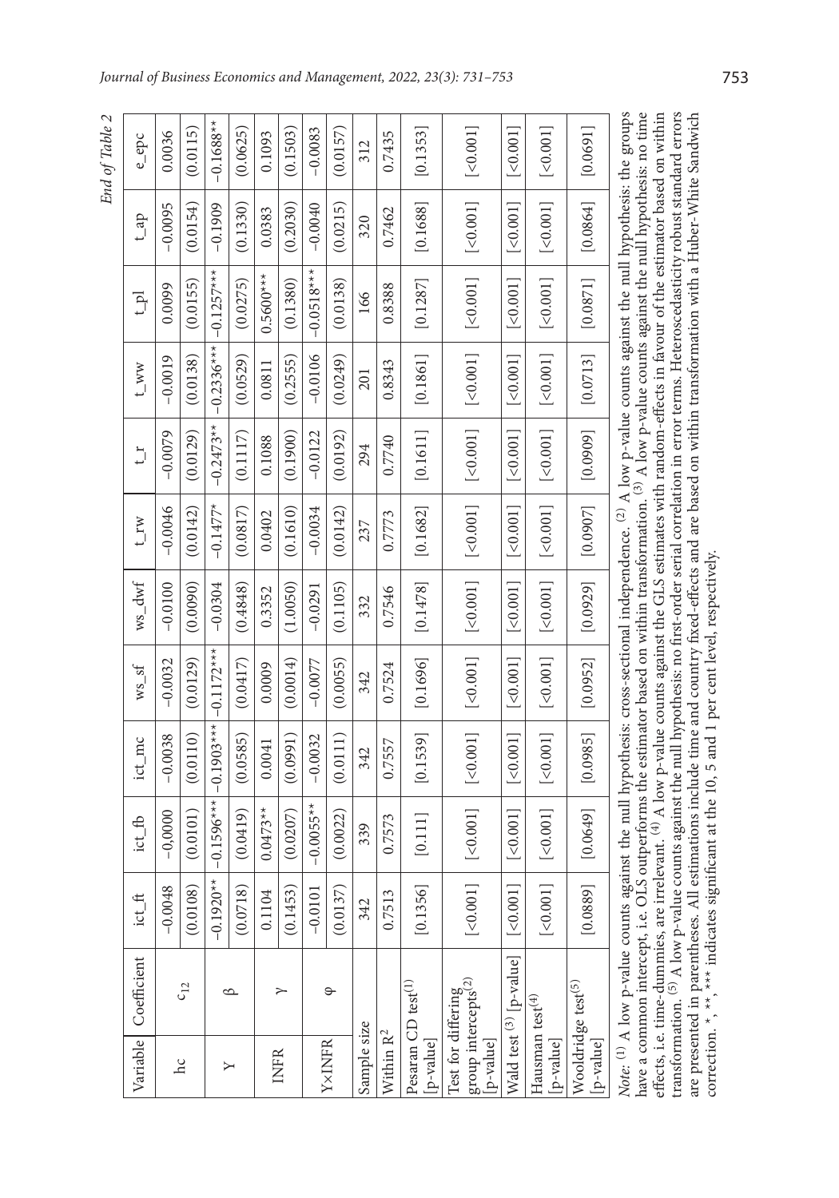*End of Table 2*

| Variable | Coefficient | ict_ft | ict_fb | ict_mc | ws_sf | ws_dwf | t_rw | t_r | t_ww | t_pl | t_ap | e_epc |
|---|---|---|---|---|---|---|---|---|---|---|---|---|
| hc | $c_{12}$ | −0.0048 | −0,0000 | −0.0038 | −0.0032 | −0.0100 | −0.0046 | −0.0079 | −0.0019 | 0.0099 | −0.0095 | 0.0036 |
| | | (0.0108) | (0.0101) | (0.0110) | (0.0129) | (0.0090) | (0.0142) | (0.0129) | (0.0138) | (0.0155) | (0.0154) | (0.0115) |
| Y | β | −0.1920** | −0.1596*** | −0.1903*** | −0.1172*** | −0.0304 | −0.1477* | −0.2473** | −0.2336*** | −0.1257*** | −0.1909 | −0.1688** |
| | | (0.0718) | (0.0419) | (0.0585) | (0.0417) | (0.4848) | (0.0817) | (0.1117) | (0.0529) | (0.0275) | (0.1330) | (0.0625) |
| INFR | γ | 0.1104 | 0.0473** | 0.0041 | 0.0009 | 0.3352 | 0.0402 | 0.1088 | 0.0811 | 0.5600*** | 0.0383 | 0.1093 |
| | | (0.1453) | (0.0207) | (0.0991) | (0.0014) | (1.0050) | (0.1610) | (0.1900) | (0.2555) | (0.1380) | (0.2030) | (0.1503) |
| Y×INFR | φ | −0.0101 | −0.0055** | −0.0032 | −0.0077 | −0.0291 | −0.0034 | −0.0122 | −0.0106 | −0.0518*** | −0.0040 | −0.0083 |
| | | (0.0137) | (0.0022) | (0.0111) | (0.0055) | (0.1105) | (0.0142) | (0.0192) | (0.0249) | (0.0138) | (0.0215) | (0.0157) |
| Sample size | | 342 | 339 | 342 | 342 | 332 | 237 | 294 | 201 | 166 | 320 | 312 |
| Within $R^2$ | | 0.7513 | 0.7573 | 0.7557 | 0.7524 | 0.7546 | 0.7773 | 0.7740 | 0.8343 | 0.8388 | 0.7462 | 0.7435 |
| Pesaran CD test[(1)] [p-value] | | [0.1356] | [0.111] | [0.1539] | [0.1696] | [0.1478] | [0.1682] | [0.1611] | [0.1861] | [0.1287] | [0.1688] | [0.1353] |
| Test for differing group intercepts[(2)] [p-value] | | [<0.001] | [<0.001] | [<0.001] | [<0.001] | [<0.001] | [<0.001] | [<0.001] | [<0.001] | [<0.001] | [<0.001] | [<0.001] |
| Wald test[(3)] [p-value] | | [<0.001] | [<0.001] | [<0.001] | [<0.001] | [<0.001] | [<0.001] | [<0.001] | [<0.001] | [<0.001] | [<0.001] | [<0.001] |
| Hausman test[(4)] [p-value] | | [<0.001] | [<0.001] | [<0.001] | [<0.001] | [<0.001] | [<0.001] | [<0.001] | [<0.001] | [<0.001] | [<0.001] | [<0.001] |
| Wooldridge test[(5)] [p-value] | | [0.0889] | [0.0649] | [0.0985] | [0.0952] | [0.0929] | [0.0907] | [0.0909] | [0.0713] | [0.0871] | [0.0864] | [0.0691] |

*Note:* [(1)] A low p-value counts against the null hypothesis: cross-sectional independence. [(2)] A low p-value counts against the null hypothesis: the groups have a common intercept, i.e. OLS outperforms the estimator based on within transformation. [(3)] A low p-value counts against the null hypothesis: no time effects, i.e. time-dummies, are irrelevant. [(4)] A low p-value counts against the GLS estimates with random-effects in favour of the estimator based on within transformation. [(5)] A low p-value counts against the null hypothesis: no first-order serial correlation in error terms. Heteroscedasticity robust standard errors are presented in parentheses. All estimations include time and country fixed-effects and are based on within transformation with a Huber-White Sandwich correction. *, **, *** indicates significant at the 10, 5 and 1 per cent level, respectively.